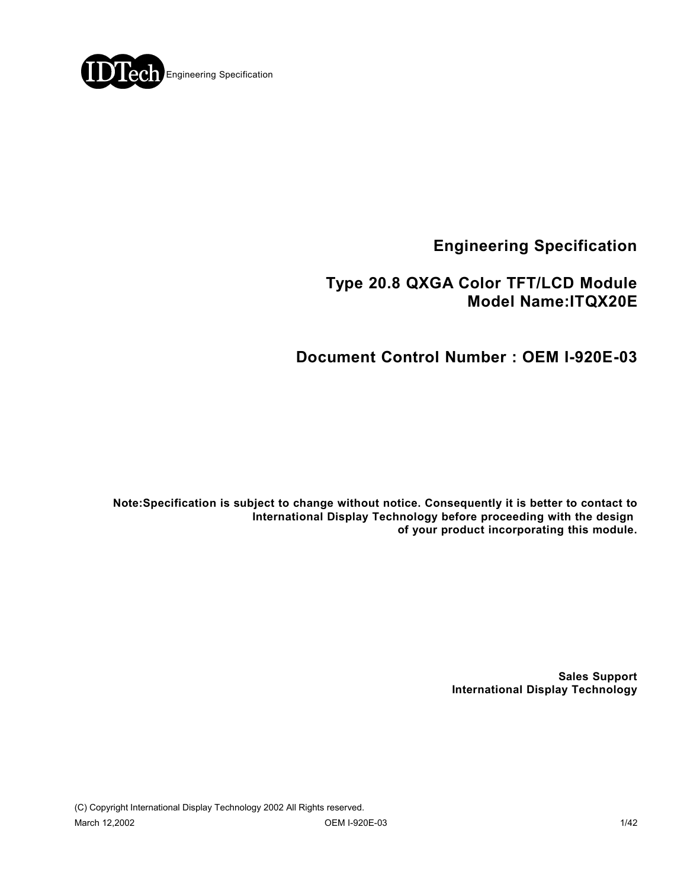# Engineering Specification

## Type 20.8 QXGA Color TFT/LCD Module
## Model Name:ITQX20E

## Document Control Number : OEM I-920E-03

**Note:Specification is subject to change without notice. Consequently it is better to contact to International Display Technology before proceeding with the design of your product incorporating this module.**

**Sales Support**
**International Display Technology**

(C) Copyright International Display Technology 2002 All Rights reserved.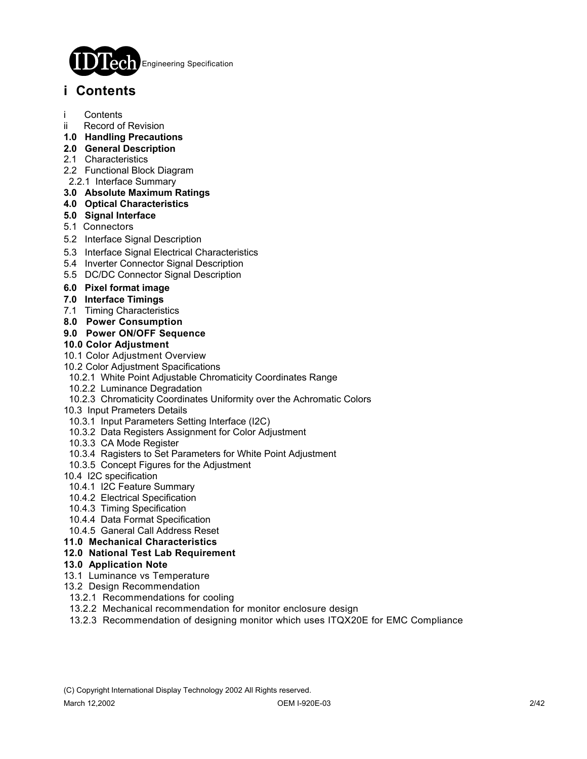# i Contents

i Contents
ii Record of Revision
**1.0 Handling Precautions**
**2.0 General Description**
2.1 Characteristics
2.2 Functional Block Diagram
2.2.1 Interface Summary
**3.0 Absolute Maximum Ratings**
**4.0 Optical Characteristics**
**5.0 Signal Interface**
5.1 Connectors
5.2 Interface Signal Description
5.3 Interface Signal Electrical Characteristics
5.4 Inverter Connector Signal Description
5.5 DC/DC Connector Signal Description
**6.0 Pixel format image**
**7.0 Interface Timings**
7.1 Timing Characteristics
**8.0 Power Consumption**
**9.0 Power ON/OFF Sequence**
**10.0 Color Adjustment**
10.1 Color Adjustment Overview
10.2 Color Adjustment Spacifications
10.2.1 White Point Adjustable Chromaticity Coordinates Range
10.2.2 Luminance Degradation
10.2.3 Chromaticity Coordinates Uniformity over the Achromatic Colors
10.3 Input Prameters Details
10.3.1 Input Parameters Setting Interface (I2C)
10.3.2 Data Registers Assignment for Color Adjustment
10.3.3 CA Mode Register
10.3.4 Ragisters to Set Parameters for White Point Adjustment
10.3.5 Concept Figures for the Adjustment
10.4 I2C specification
10.4.1 I2C Feature Summary
10.4.2 Electrical Specification
10.4.3 Timing Specification
10.4.4 Data Format Specification
10.4.5 Ganeral Call Address Reset
**11.0 Mechanical Characteristics**
**12.0 National Test Lab Requirement**
**13.0 Application Note**
13.1 Luminance vs Temperature
13.2 Design Recommendation
13.2.1 Recommendations for cooling
13.2.2 Mechanical recommendation for monitor enclosure design
13.2.3 Recommendation of designing monitor which uses ITQX20E for EMC Compliance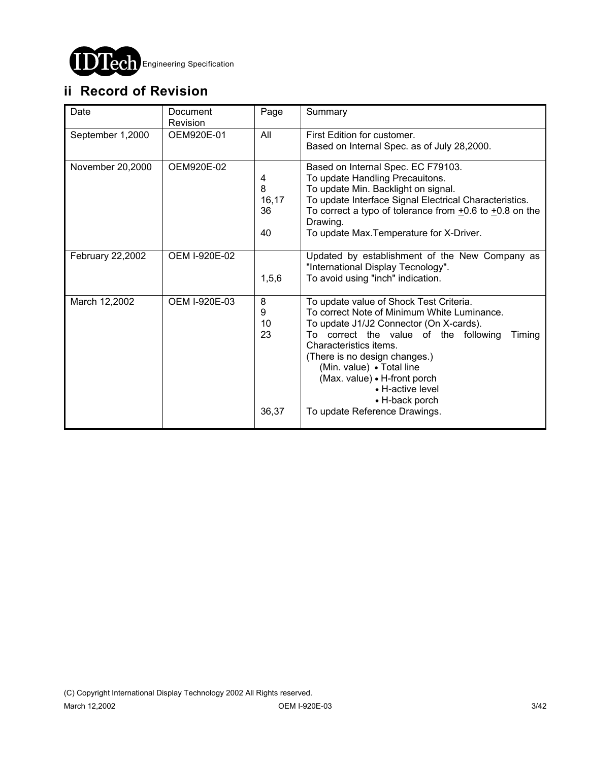## ii Record of Revision

| Date | Document Revision | Page | Summary |
|---|---|---|---|
| September 1,2000 | OEM920E-01 | All | First Edition for customer.<br>Based on Internal Spec. as of July 28,2000. |
| November 20,2000 | OEM920E-02 | <br>4<br>8<br>16,17<br>36<br><br>40 | Based on Internal Spec. EC F79103.<br>To update Handling Precauitons.<br>To update Min. Backlight on signal.<br>To update Interface Signal Electrical Characteristics.<br>To correct a typo of tolerance from ±0.6 to ±0.8 on the Drawing.<br>To update Max.Temperature for X-Driver. |
| February 22,2002 | OEM I-920E-02 | <br><br>1,5,6 | Updated by establishment of the New Company as "International Display Tecnology".<br>To avoid using "inch" indication. |
| March 12,2002 | OEM I-920E-03 | 8<br>9<br>10<br>23<br><br><br><br><br><br><br>36,37 | To update value of Shock Test Criteria.<br>To correct Note of Minimum White Luminance.<br>To update J1/J2 Connector (On X-cards).<br>To correct the value of the following Timing Characteristics items.<br>(There is no design changes.)<br>(Min. value) • Total line<br>(Max. value) • H-front porch<br>• H-active level<br>• H-back porch<br>To update Reference Drawings. |

(C) Copyright International Display Technology 2002 All Rights reserved.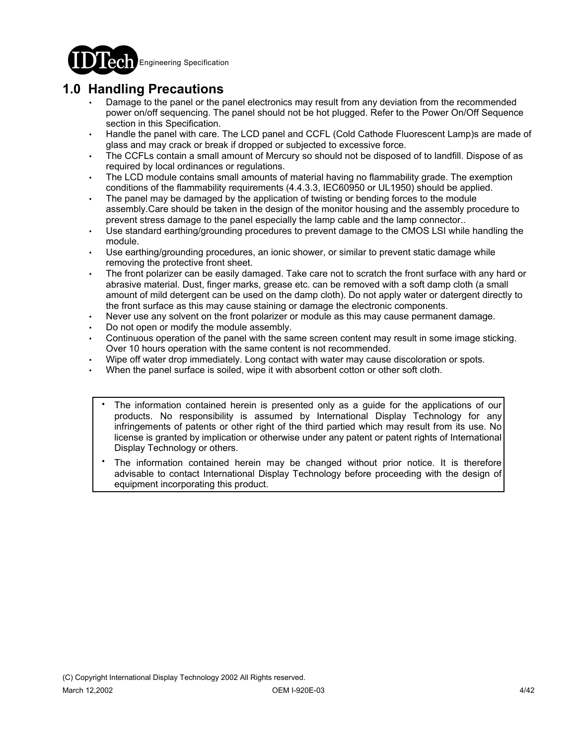## 1.0 Handling Precautions

- Damage to the panel or the panel electronics may result from any deviation from the recommended power on/off sequencing. The panel should not be hot plugged. Refer to the Power On/Off Sequence section in this Specification.
- Handle the panel with care. The LCD panel and CCFL (Cold Cathode Fluorescent Lamp)s are made of glass and may crack or break if dropped or subjected to excessive force.
- The CCFLs contain a small amount of Mercury so should not be disposed of to landfill. Dispose of as required by local ordinances or regulations.
- The LCD module contains small amounts of material having no flammability grade. The exemption conditions of the flammability requirements (4.4.3.3, IEC60950 or UL1950) should be applied.
- The panel may be damaged by the application of twisting or bending forces to the module assembly.Care should be taken in the design of the monitor housing and the assembly procedure to prevent stress damage to the panel especially the lamp cable and the lamp connector..
- Use standard earthing/grounding procedures to prevent damage to the CMOS LSI while handling the module.
- Use earthing/grounding procedures, an ionic shower, or similar to prevent static damage while removing the protective front sheet.
- The front polarizer can be easily damaged. Take care not to scratch the front surface with any hard or abrasive material. Dust, finger marks, grease etc. can be removed with a soft damp cloth (a small amount of mild detergent can be used on the damp cloth). Do not apply water or datergent directly to the front surface as this may cause staining or damage the electronic components.
- Never use any solvent on the front polarizer or module as this may cause permanent damage.
- Do not open or modify the module assembly.
- Continuous operation of the panel with the same screen content may result in some image sticking. Over 10 hours operation with the same content is not recommended.
- Wipe off water drop immediately. Long contact with water may cause discoloration or spots.
- When the panel surface is soiled, wipe it with absorbent cotton or other soft cloth.

---

- The information contained herein is presented only as a guide for the applications of our products. No responsibility is assumed by International Display Technology for any infringements of patents or other right of the third partied which may result from its use. No license is granted by implication or otherwise under any patent or patent rights of International Display Technology or others.
- The information contained herein may be changed without prior notice. It is therefore advisable to contact International Display Technology before proceeding with the design of equipment incorporating this product.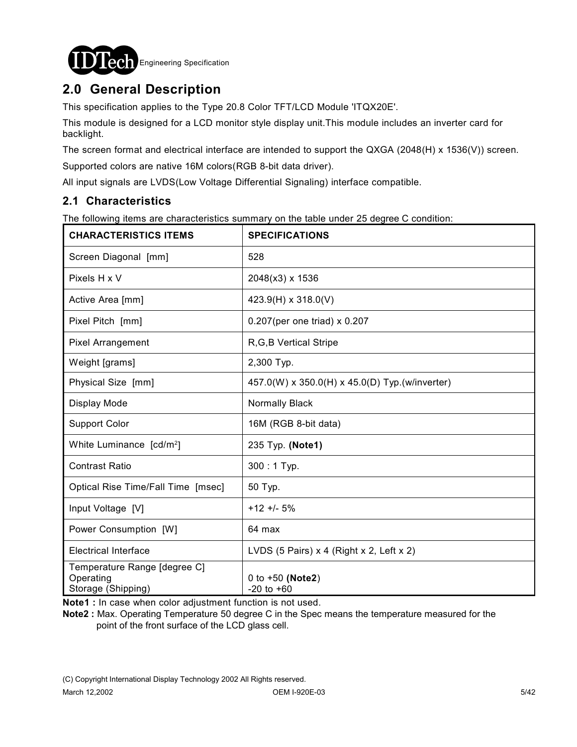## 2.0 General Description

This specification applies to the Type 20.8 Color TFT/LCD Module 'ITQX20E'.

This module is designed for a LCD monitor style display unit.This module includes an inverter card for backlight.

The screen format and electrical interface are intended to support the QXGA (2048(H) x 1536(V)) screen.

Supported colors are native 16M colors(RGB 8-bit data driver).

All input signals are LVDS(Low Voltage Differential Signaling) interface compatible.

### 2.1 Characteristics

The following items are characteristics summary on the table under 25 degree C condition:

| CHARACTERISTICS ITEMS | SPECIFICATIONS |
|---|---|
| Screen Diagonal [mm] | 528 |
| Pixels H x V | 2048(x3) x 1536 |
| Active Area [mm] | 423.9(H) x 318.0(V) |
| Pixel Pitch [mm] | 0.207(per one triad) x 0.207 |
| Pixel Arrangement | R,G,B Vertical Stripe |
| Weight [grams] | 2,300 Typ. |
| Physical Size [mm] | 457.0(W) x 350.0(H) x 45.0(D) Typ.(w/inverter) |
| Display Mode | Normally Black |
| Support Color | 16M (RGB 8-bit data) |
| White Luminance [cd/m$^2$] | 235 Typ. **(Note1)** |
| Contrast Ratio | 300 : 1 Typ. |
| Optical Rise Time/Fall Time [msec] | 50 Typ. |
| Input Voltage [V] | +12 +/- 5% |
| Power Consumption [W] | 64 max |
| Electrical Interface | LVDS (5 Pairs) x 4 (Right x 2, Left x 2) |
| Temperature Range [degree C]<br>Operating<br>Storage (Shipping) | <br>0 to +50 **(Note2)**<br>-20 to +60 |

**Note1 :** In case when color adjustment function is not used.

**Note2 :** Max. Operating Temperature 50 degree C in the Spec means the temperature measured for the point of the front surface of the LCD glass cell.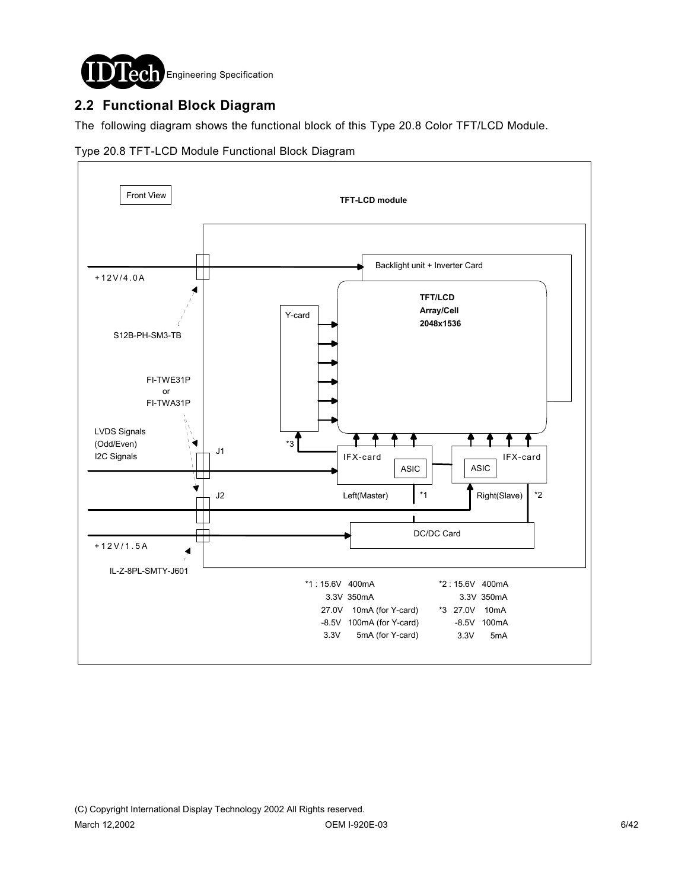## 2.2 Functional Block Diagram

The following diagram shows the functional block of this Type 20.8 Color TFT/LCD Module.

Type 20.8 TFT-LCD Module Functional Block Diagram

Front View

TFT-LCD module

+12V/4.0A

S12B-PH-SM3-TB

FI-TWE31P
or
FI-TWA31P

LVDS Signals
(Odd/Even)
I2C Signals

J1

J2

+12V/1.5A

IL-Z-8PL-SMTY-J601

Backlight unit + Inverter Card

Y-card

TFT/LCD
Array/Cell
2048x1536

*3

IFX-card
ASIC

Left(Master)

*1

ASIC
IFX-card

Right(Slave)

*2

DC/DC Card

*1 : 15.6V 400mA
3.3V 350mA
27.0V 10mA (for Y-card)
-8.5V 100mA (for Y-card)
3.3V 5mA (for Y-card)

*2 : 15.6V 400mA
3.3V 350mA

*3 27.0V 10mA
-8.5V 100mA
3.3V 5mA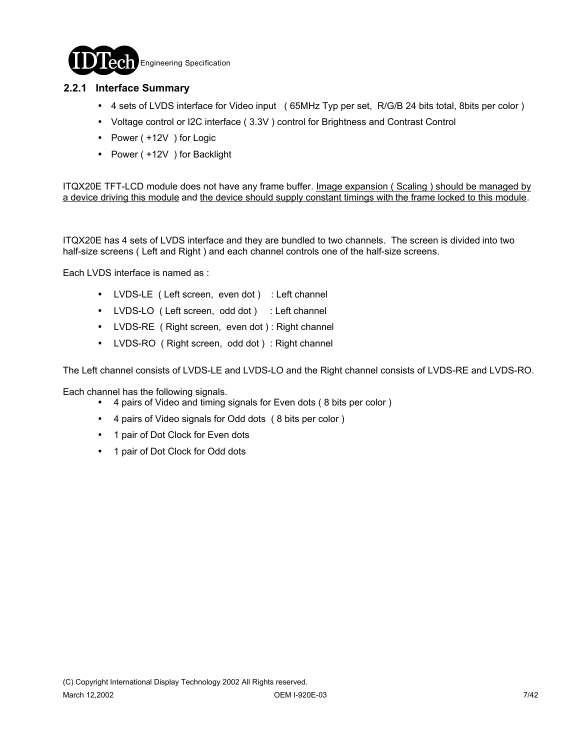### 2.2.1 Interface Summary

- 4 sets of LVDS interface for Video input ( 65MHz Typ per set, R/G/B 24 bits total, 8bits per color )
- Voltage control or I2C interface ( 3.3V ) control for Brightness and Contrast Control
- Power ( +12V ) for Logic
- Power ( +12V ) for Backlight

ITQX20E TFT-LCD module does not have any frame buffer. Image expansion ( Scaling ) should be managed by a device driving this module and the device should supply constant timings with the frame locked to this module.

ITQX20E has 4 sets of LVDS interface and they are bundled to two channels. The screen is divided into two half-size screens ( Left and Right ) and each channel controls one of the half-size screens.

Each LVDS interface is named as :

- LVDS-LE ( Left screen, even dot ) : Left channel
- LVDS-LO ( Left screen, odd dot ) : Left channel
- LVDS-RE ( Right screen, even dot ) : Right channel
- LVDS-RO ( Right screen, odd dot ) : Right channel

The Left channel consists of LVDS-LE and LVDS-LO and the Right channel consists of LVDS-RE and LVDS-RO.

Each channel has the following signals.

- 4 pairs of Video and timing signals for Even dots ( 8 bits per color )
- 4 pairs of Video signals for Odd dots ( 8 bits per color )
- 1 pair of Dot Clock for Even dots
- 1 pair of Dot Clock for Odd dots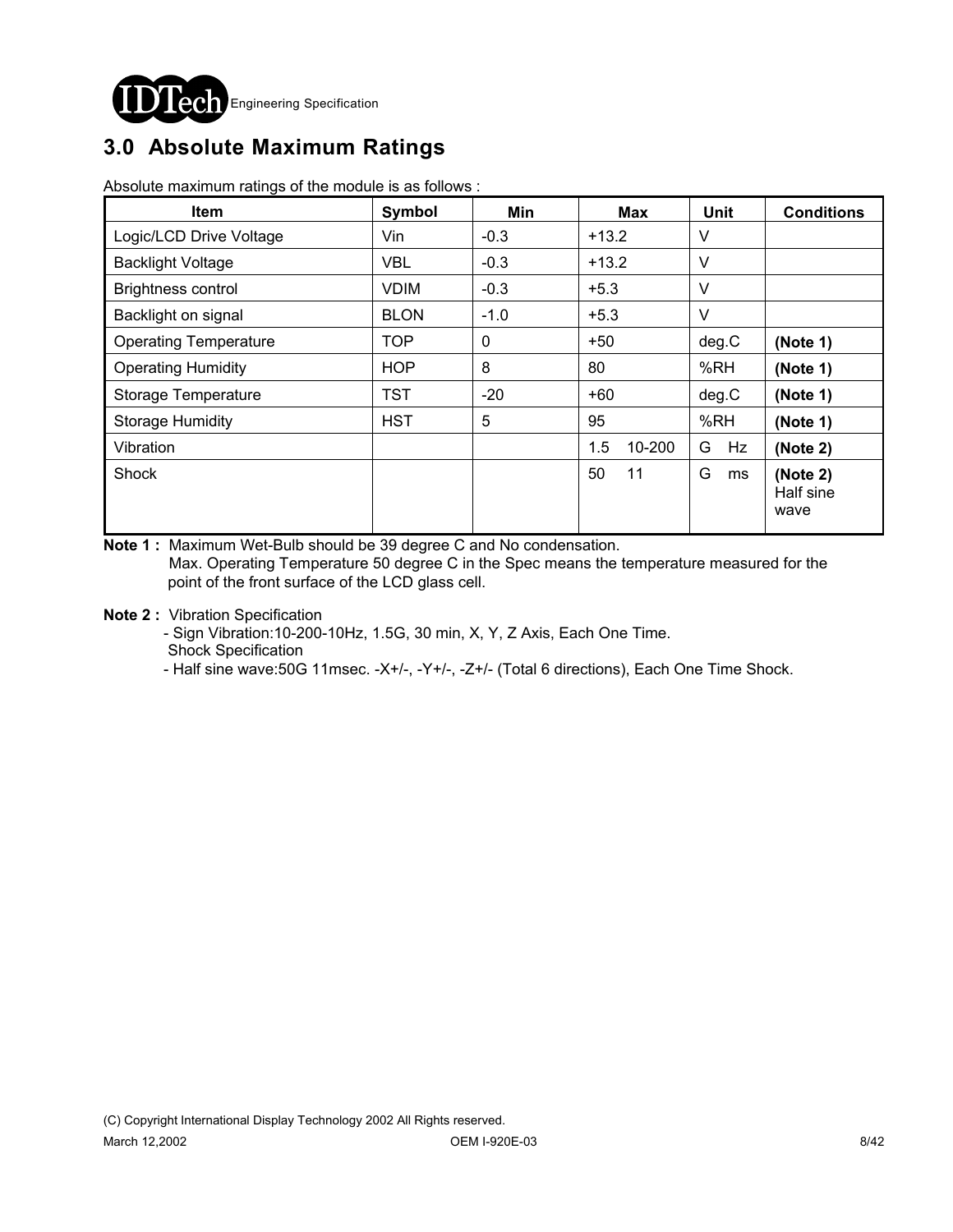## 3.0 Absolute Maximum Ratings

Absolute maximum ratings of the module is as follows :

| Item | Symbol | Min | Max | Unit | Conditions |
|---|---|---|---|---|---|
| Logic/LCD Drive Voltage | Vin | -0.3 | +13.2 | V | |
| Backlight Voltage | VBL | -0.3 | +13.2 | V | |
| Brightness control | VDIM | -0.3 | +5.3 | V | |
| Backlight on signal | BLON | -1.0 | +5.3 | V | |
| Operating Temperature | TOP | 0 | +50 | deg.C | **(Note 1)** |
| Operating Humidity | HOP | 8 | 80 | %RH | **(Note 1)** |
| Storage Temperature | TST | -20 | +60 | deg.C | **(Note 1)** |
| Storage Humidity | HST | 5 | 95 | %RH | **(Note 1)** |
| Vibration | | | 1.5 10-200 | G Hz | **(Note 2)** |
| Shock | | | 50 11 | G ms | **(Note 2)** Half sine wave |

**Note 1 :** Maximum Wet-Bulb should be 39 degree C and No condensation.
Max. Operating Temperature 50 degree C in the Spec means the temperature measured for the point of the front surface of the LCD glass cell.

**Note 2 :** Vibration Specification
- Sign Vibration:10-200-10Hz, 1.5G, 30 min, X, Y, Z Axis, Each One Time.

Shock Specification
- Half sine wave:50G 11msec. -X+/-, -Y+/-, -Z+/- (Total 6 directions), Each One Time Shock.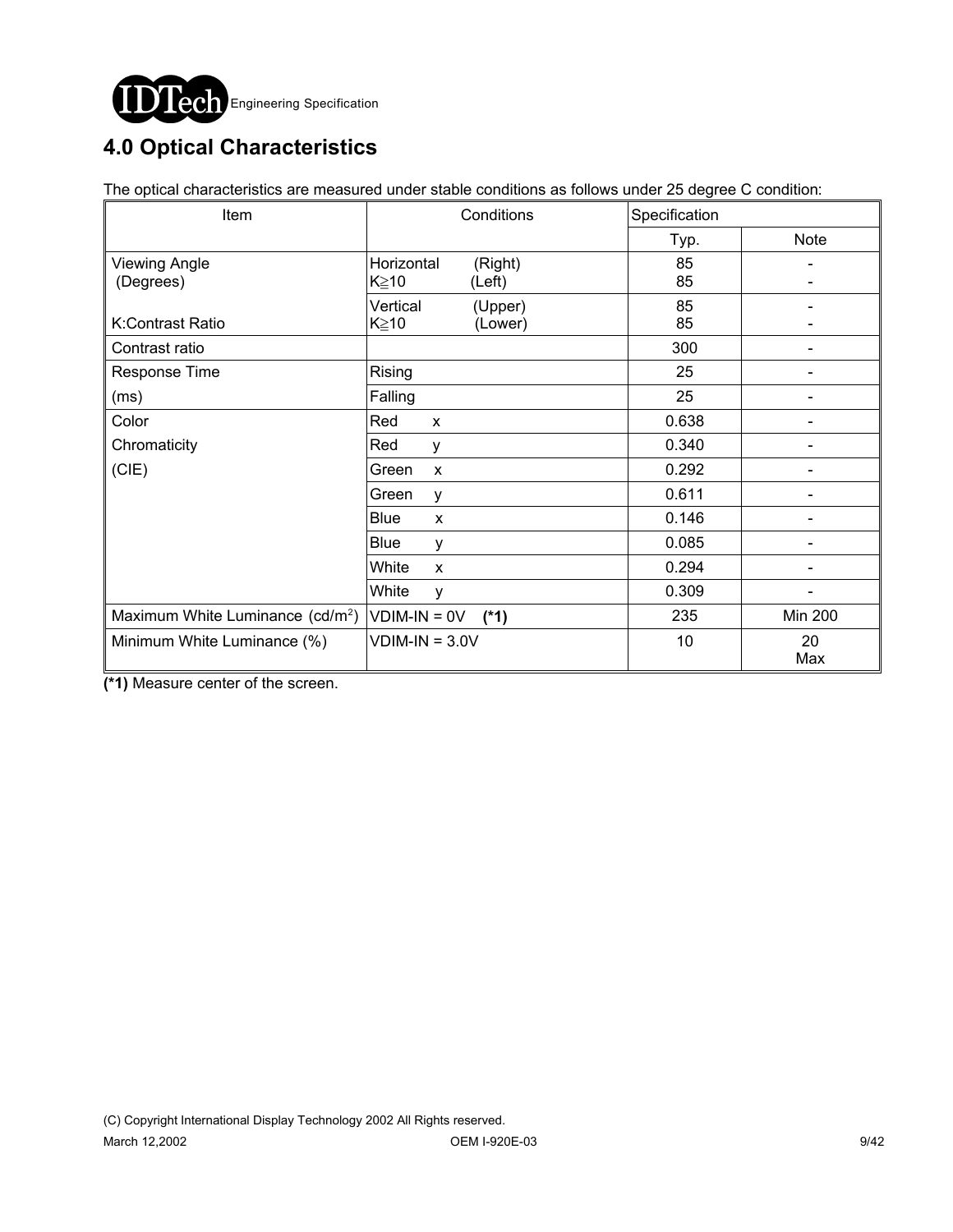## 4.0 Optical Characteristics

The optical characteristics are measured under stable conditions as follows under 25 degree C condition:

| Item | Conditions | Specification | |
|---|---|---|---|
| | | Typ. | Note |
| Viewing Angle (Degrees) | Horizontal (Right) K≧10 (Left) | 85<br>85 | -<br>- |
| K:Contrast Ratio | Vertical (Upper) K≧10 (Lower) | 85<br>85 | -<br>- |
| Contrast ratio | | 300 | - |
| Response Time (ms) | Rising | 25 | - |
| | Falling | 25 | - |
| Color Chromaticity (CIE) | Red x | 0.638 | - |
| | Red y | 0.340 | - |
| | Green x | 0.292 | - |
| | Green y | 0.611 | - |
| | Blue x | 0.146 | - |
| | Blue y | 0.085 | - |
| | White x | 0.294 | - |
| | White y | 0.309 | - |
| Maximum White Luminance ($cd/m^2$) | VDIM-IN = 0V **(*1)** | 235 | Min 200 |
| Minimum White Luminance (%) | VDIM-IN = 3.0V | 10 | 20 Max |

**(*1)** Measure center of the screen.

(C) Copyright International Display Technology 2002 All Rights reserved.

March 12,2002 OEM I-920E-03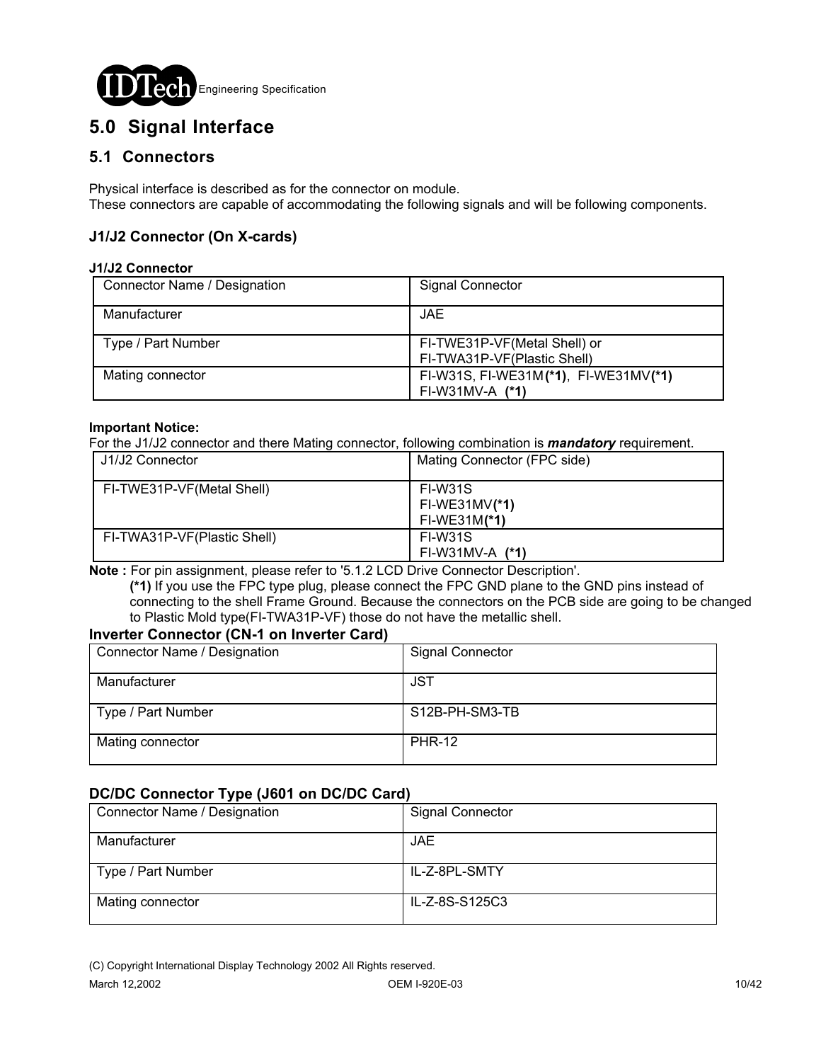# 5.0 Signal Interface

## 5.1 Connectors

Physical interface is described as for the connector on module.
These connectors are capable of accommodating the following signals and will be following components.

### J1/J2 Connector (On X-cards)

**J1/J2 Connector**

| Connector Name / Designation | Signal Connector |
|---|---|
| Manufacturer | JAE |
| Type / Part Number | FI-TWE31P-VF(Metal Shell) or FI-TWA31P-VF(Plastic Shell) |
| Mating connector | FI-W31S, FI-WE31M**(*1)**, FI-WE31MV**(*1)** FI-W31MV-A **(*1)** |

**Important Notice:**
For the J1/J2 connector and there Mating connector, following combination is ***mandatory*** requirement.

| J1/J2 Connector | Mating Connector (FPC side) |
|---|---|
| FI-TWE31P-VF(Metal Shell) | FI-W31S<br>FI-WE31MV**(*1)**<br>FI-WE31M**(*1)** |
| FI-TWA31P-VF(Plastic Shell) | FI-W31S<br>FI-W31MV-A **(*1)** |

**Note :** For pin assignment, please refer to '5.1.2 LCD Drive Connector Description'.
**(*1)** If you use the FPC type plug, please connect the FPC GND plane to the GND pins instead of connecting to the shell Frame Ground. Because the connectors on the PCB side are going to be changed to Plastic Mold type(FI-TWA31P-VF) those do not have the metallic shell.

### Inverter Connector (CN-1 on Inverter Card)

| Connector Name / Designation | Signal Connector |
|---|---|
| Manufacturer | JST |
| Type / Part Number | S12B-PH-SM3-TB |
| Mating connector | PHR-12 |

### DC/DC Connector Type (J601 on DC/DC Card)

| Connector Name / Designation | Signal Connector |
|---|---|
| Manufacturer | JAE |
| Type / Part Number | IL-Z-8PL-SMTY |
| Mating connector | IL-Z-8S-S125C3 |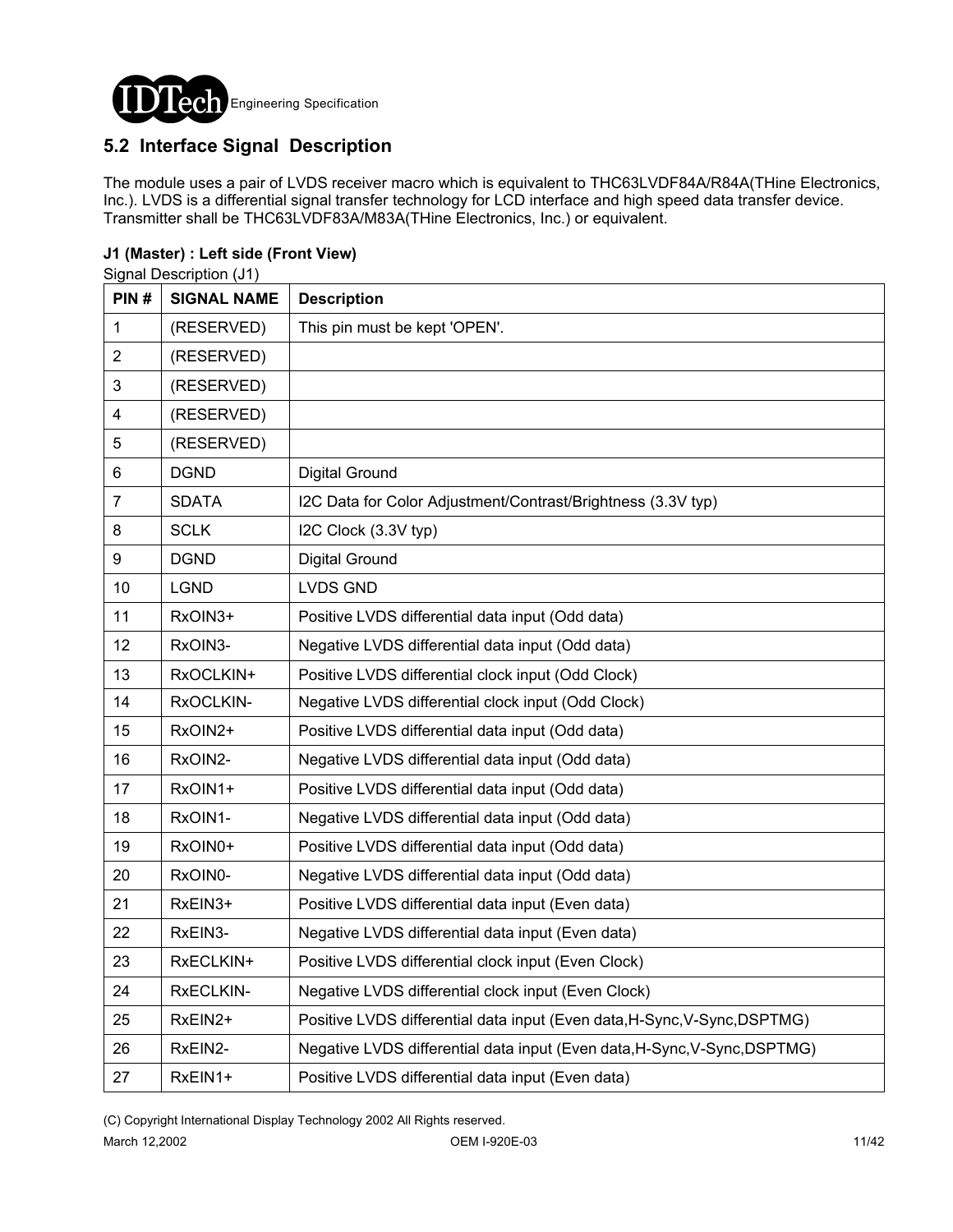## 5.2 Interface Signal Description

The module uses a pair of LVDS receiver macro which is equivalent to THC63LVDF84A/R84A(THine Electronics, Inc.). LVDS is a differential signal transfer technology for LCD interface and high speed data transfer device. Transmitter shall be THC63LVDF83A/M83A(THine Electronics, Inc.) or equivalent.

**J1 (Master) : Left side (Front View)**

Signal Description (J1)

| PIN # | SIGNAL NAME | Description |
|---|---|---|
| 1 | (RESERVED) | This pin must be kept 'OPEN'. |
| 2 | (RESERVED) | |
| 3 | (RESERVED) | |
| 4 | (RESERVED) | |
| 5 | (RESERVED) | |
| 6 | DGND | Digital Ground |
| 7 | SDATA | I2C Data for Color Adjustment/Contrast/Brightness (3.3V typ) |
| 8 | SCLK | I2C Clock (3.3V typ) |
| 9 | DGND | Digital Ground |
| 10 | LGND | LVDS GND |
| 11 | RxOIN3+ | Positive LVDS differential data input (Odd data) |
| 12 | RxOIN3- | Negative LVDS differential data input (Odd data) |
| 13 | RxOCLKIN+ | Positive LVDS differential clock input (Odd Clock) |
| 14 | RxOCLKIN- | Negative LVDS differential clock input (Odd Clock) |
| 15 | RxOIN2+ | Positive LVDS differential data input (Odd data) |
| 16 | RxOIN2- | Negative LVDS differential data input (Odd data) |
| 17 | RxOIN1+ | Positive LVDS differential data input (Odd data) |
| 18 | RxOIN1- | Negative LVDS differential data input (Odd data) |
| 19 | RxOIN0+ | Positive LVDS differential data input (Odd data) |
| 20 | RxOIN0- | Negative LVDS differential data input (Odd data) |
| 21 | RxEIN3+ | Positive LVDS differential data input (Even data) |
| 22 | RxEIN3- | Negative LVDS differential data input (Even data) |
| 23 | RxECLKIN+ | Positive LVDS differential clock input (Even Clock) |
| 24 | RxECLKIN- | Negative LVDS differential clock input (Even Clock) |
| 25 | RxEIN2+ | Positive LVDS differential data input (Even data,H-Sync,V-Sync,DSPTMG) |
| 26 | RxEIN2- | Negative LVDS differential data input (Even data,H-Sync,V-Sync,DSPTMG) |
| 27 | RxEIN1+ | Positive LVDS differential data input (Even data) |

(C) Copyright International Display Technology 2002 All Rights reserved.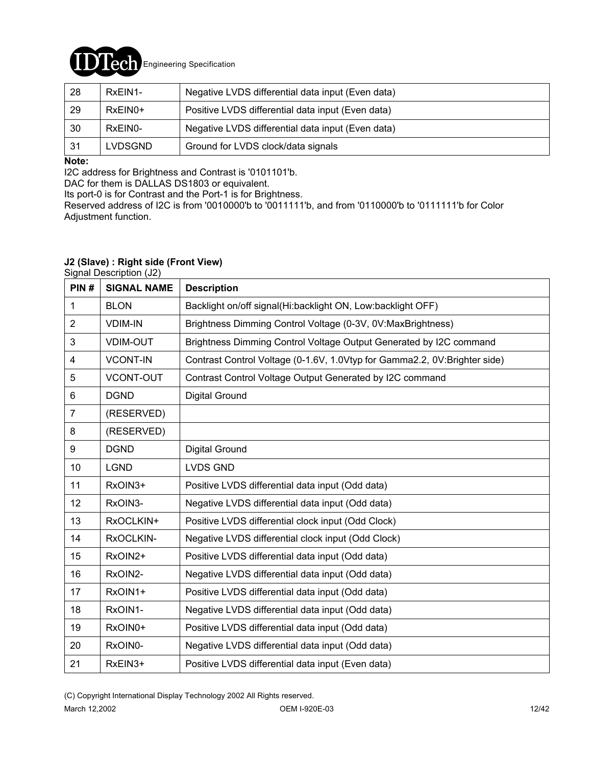| 28 | RxEIN1- | Negative LVDS differential data input (Even data) |
|---|---|---|
| 29 | RxEIN0+ | Positive LVDS differential data input (Even data) |
| 30 | RxEIN0- | Negative LVDS differential data input (Even data) |
| 31 | LVDSGND | Ground for LVDS clock/data signals |

**Note:**

I2C address for Brightness and Contrast is '0101101'b.
DAC for them is DALLAS DS1803 or equivalent.
Its port-0 is for Contrast and the Port-1 is for Brightness.
Reserved address of I2C is from '0010000'b to '0011111'b, and from '0110000'b to '0111111'b for Color Adjustment function.

**J2 (Slave) : Right side (Front View)**

Signal Description (J2)

| PIN # | SIGNAL NAME | Description |
|---|---|---|
| 1 | BLON | Backlight on/off signal(Hi:backlight ON, Low:backlight OFF) |
| 2 | VDIM-IN | Brightness Dimming Control Voltage (0-3V, 0V:MaxBrightness) |
| 3 | VDIM-OUT | Brightness Dimming Control Voltage Output Generated by I2C command |
| 4 | VCONT-IN | Contrast Control Voltage (0-1.6V, 1.0Vtyp for Gamma2.2, 0V:Brighter side) |
| 5 | VCONT-OUT | Contrast Control Voltage Output Generated by I2C command |
| 6 | DGND | Digital Ground |
| 7 | (RESERVED) | |
| 8 | (RESERVED) | |
| 9 | DGND | Digital Ground |
| 10 | LGND | LVDS GND |
| 11 | RxOIN3+ | Positive LVDS differential data input (Odd data) |
| 12 | RxOIN3- | Negative LVDS differential data input (Odd data) |
| 13 | RxOCLKIN+ | Positive LVDS differential clock input (Odd Clock) |
| 14 | RxOCLKIN- | Negative LVDS differential clock input (Odd Clock) |
| 15 | RxOIN2+ | Positive LVDS differential data input (Odd data) |
| 16 | RxOIN2- | Negative LVDS differential data input (Odd data) |
| 17 | RxOIN1+ | Positive LVDS differential data input (Odd data) |
| 18 | RxOIN1- | Negative LVDS differential data input (Odd data) |
| 19 | RxOIN0+ | Positive LVDS differential data input (Odd data) |
| 20 | RxOIN0- | Negative LVDS differential data input (Odd data) |
| 21 | RxEIN3+ | Positive LVDS differential data input (Even data) |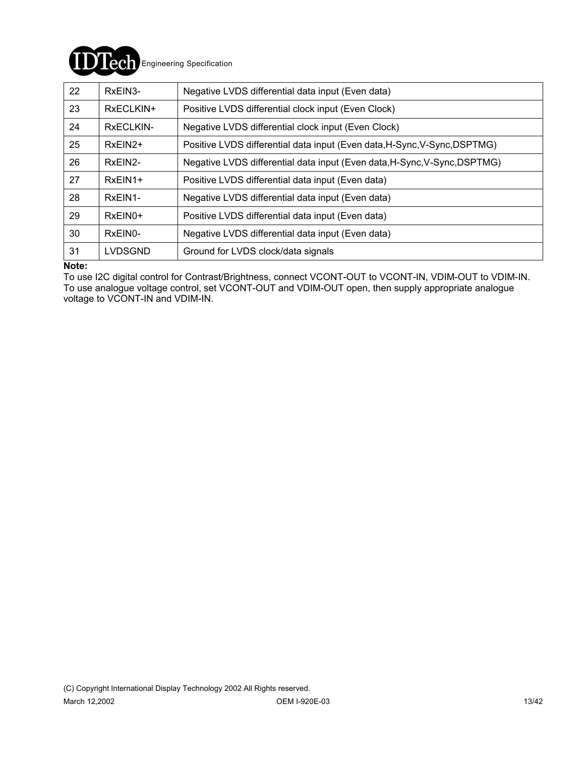| 22 | RxEIN3- | Negative LVDS differential data input (Even data) |
|---|---|---|
| 23 | RxECLKIN+ | Positive LVDS differential clock input (Even Clock) |
| 24 | RxECLKIN- | Negative LVDS differential clock input (Even Clock) |
| 25 | RxEIN2+ | Positive LVDS differential data input (Even data,H-Sync,V-Sync,DSPTMG) |
| 26 | RxEIN2- | Negative LVDS differential data input (Even data,H-Sync,V-Sync,DSPTMG) |
| 27 | RxEIN1+ | Positive LVDS differential data input (Even data) |
| 28 | RxEIN1- | Negative LVDS differential data input (Even data) |
| 29 | RxEIN0+ | Positive LVDS differential data input (Even data) |
| 30 | RxEIN0- | Negative LVDS differential data input (Even data) |
| 31 | LVDSGND | Ground for LVDS clock/data signals |

**Note:**

To use I2C digital control for Contrast/Brightness, connect VCONT-OUT to VCONT-IN, VDIM-OUT to VDIM-IN. To use analogue voltage control, set VCONT-OUT and VDIM-OUT open, then supply appropriate analogue voltage to VCONT-IN and VDIM-IN.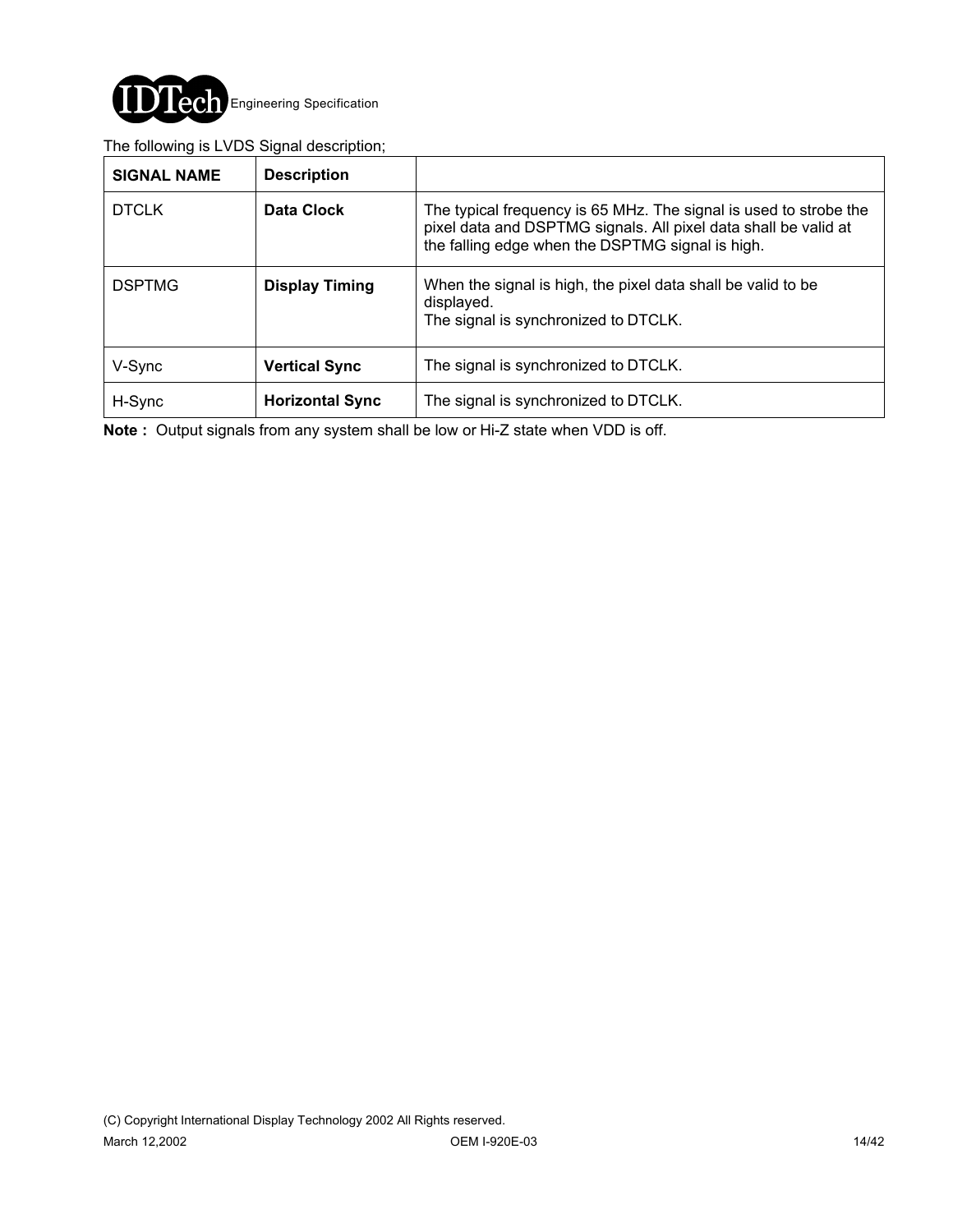The following is LVDS Signal description;

| SIGNAL NAME | Description | |
|---|---|---|
| DTCLK | **Data Clock** | The typical frequency is 65 MHz. The signal is used to strobe the pixel data and DSPTMG signals. All pixel data shall be valid at the falling edge when the DSPTMG signal is high. |
| DSPTMG | **Display Timing** | When the signal is high, the pixel data shall be valid to be displayed.<br>The signal is synchronized to DTCLK. |
| V-Sync | **Vertical Sync** | The signal is synchronized to DTCLK. |
| H-Sync | **Horizontal Sync** | The signal is synchronized to DTCLK. |

**Note :** Output signals from any system shall be low or Hi-Z state when VDD is off.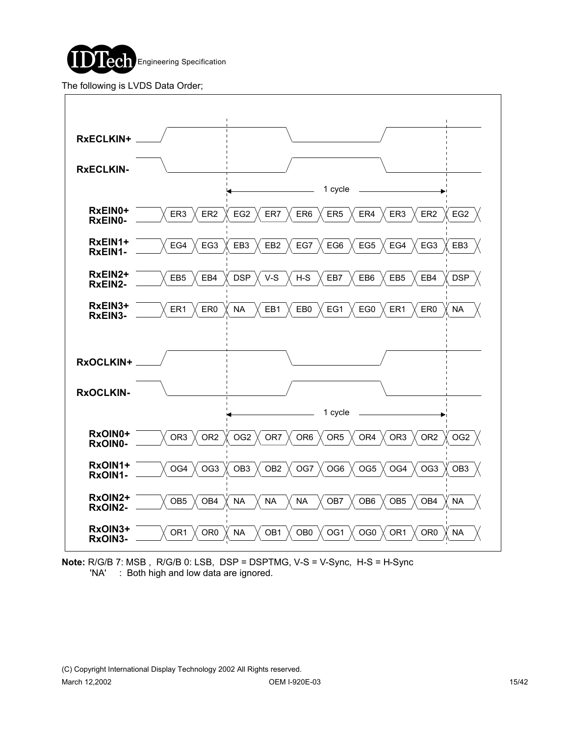The following is LVDS Data Order;

| Signal | | | | | | | | | | |
|---|---|---|---|---|---|---|---|---|---|---|
| RxEIN0+ / RxEIN0- | ER3 | ER2 | EG2 | ER7 | ER6 | ER5 | ER4 | ER3 | ER2 | EG2 |
| RxEIN1+ / RxEIN1- | EG4 | EG3 | EB3 | EB2 | EG7 | EG6 | EG5 | EG4 | EG3 | EB3 |
| RxEIN2+ / RxEIN2- | EB5 | EB4 | DSP | V-S | H-S | EB7 | EB6 | EB5 | EB4 | DSP |
| RxEIN3+ / RxEIN3- | ER1 | ER0 | NA | EB1 | EB0 | EG1 | EG0 | ER1 | ER0 | NA |

(RxECLKIN+ / RxECLKIN-: 1 cycle spans from EG2 through ER2)

| Signal | | | | | | | | | | |
|---|---|---|---|---|---|---|---|---|---|---|
| RxOIN0+ / RxOIN0- | OR3 | OR2 | OG2 | OR7 | OR6 | OR5 | OR4 | OR3 | OR2 | OG2 |
| RxOIN1+ / RxOIN1- | OG4 | OG3 | OB3 | OB2 | OG7 | OG6 | OG5 | OG4 | OG3 | OB3 |
| RxOIN2+ / RxOIN2- | OB5 | OB4 | NA | NA | NA | OB7 | OB6 | OB5 | OB4 | NA |
| RxOIN3+ / RxOIN3- | OR1 | OR0 | NA | OB1 | OB0 | OG1 | OG0 | OR1 | OR0 | NA |

(RxOCLKIN+ / RxOCLKIN-: 1 cycle spans from OG2 through OR2)

**Note:** R/G/B 7: MSB , R/G/B 0: LSB, DSP = DSPTMG, V-S = V-Sync, H-S = H-Sync
'NA' : Both high and low data are ignored.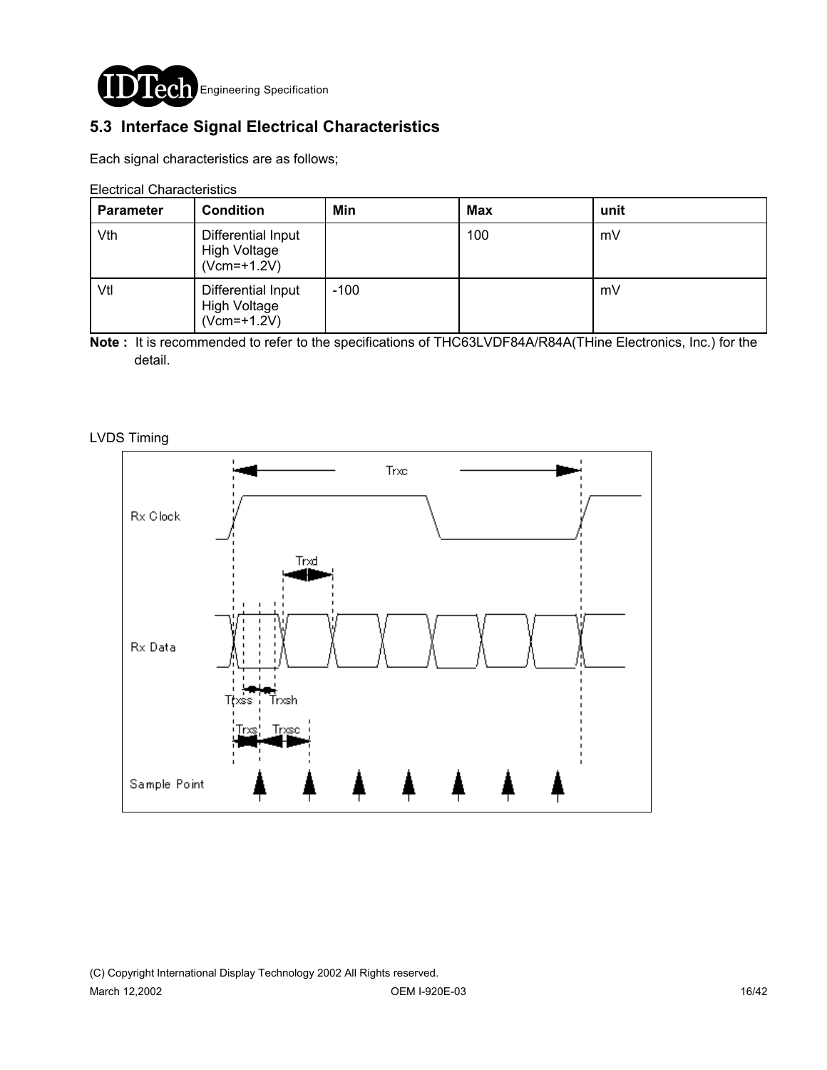## 5.3 Interface Signal Electrical Characteristics

Each signal characteristics are as follows;

Electrical Characteristics

| Parameter | Condition | Min | Max | unit |
|---|---|---|---|---|
| Vth | Differential Input High Voltage (Vcm=+1.2V) | | 100 | mV |
| Vtl | Differential Input High Voltage (Vcm=+1.2V) | -100 | | mV |

**Note :** It is recommended to refer to the specifications of THC63LVDF84A/R84A(THine Electronics, Inc.) for the detail.

LVDS Timing

Trxc

Rx Clock

Trxd

Rx Data

Trxss Trxsh

Trxs Trxsc

Sample Point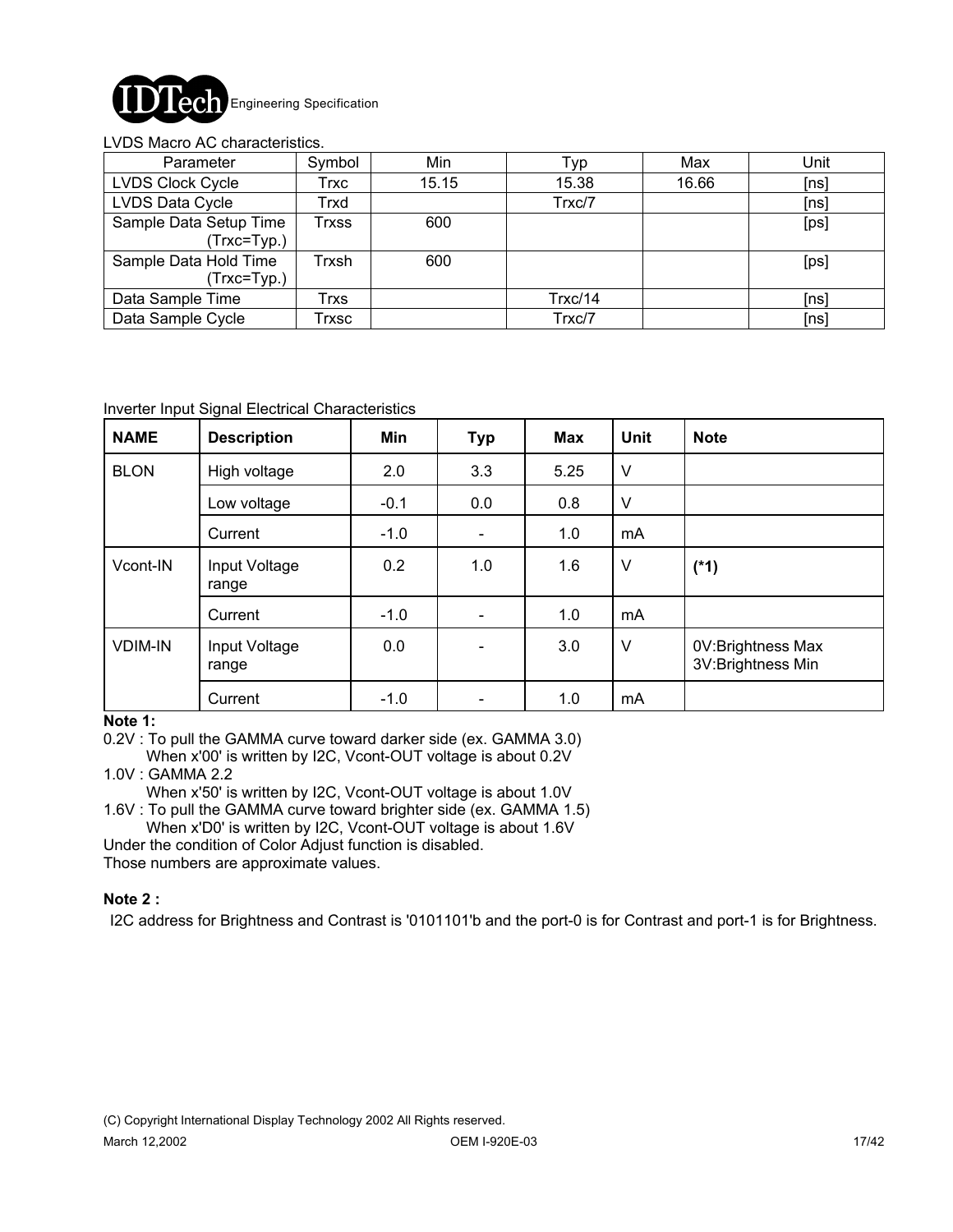LVDS Macro AC characteristics.

| Parameter | Symbol | Min | Typ | Max | Unit |
|---|---|---|---|---|---|
| LVDS Clock Cycle | Trxc | 15.15 | 15.38 | 16.66 | [ns] |
| LVDS Data Cycle | Trxd | | Trxc/7 | | [ns] |
| Sample Data Setup Time (Trxc=Typ.) | Trxss | 600 | | | [ps] |
| Sample Data Hold Time (Trxc=Typ.) | Trxsh | 600 | | | [ps] |
| Data Sample Time | Trxs | | Trxc/14 | | [ns] |
| Data Sample Cycle | Trxsc | | Trxc/7 | | [ns] |

Inverter Input Signal Electrical Characteristics

| NAME | Description | Min | Typ | Max | Unit | Note |
|---|---|---|---|---|---|---|
| BLON | High voltage | 2.0 | 3.3 | 5.25 | V | |
| | Low voltage | -0.1 | 0.0 | 0.8 | V | |
| | Current | -1.0 | - | 1.0 | mA | |
| Vcont-IN | Input Voltage range | 0.2 | 1.0 | 1.6 | V | **(*1)** |
| | Current | -1.0 | - | 1.0 | mA | |
| VDIM-IN | Input Voltage range | 0.0 | - | 3.0 | V | 0V:Brightness Max<br>3V:Brightness Min |
| | Current | -1.0 | - | 1.0 | mA | |

**Note 1:**

0.2V : To pull the GAMMA curve toward darker side (ex. GAMMA 3.0)
When x'00' is written by I2C, Vcont-OUT voltage is about 0.2V

1.0V : GAMMA 2.2
When x'50' is written by I2C, Vcont-OUT voltage is about 1.0V

1.6V : To pull the GAMMA curve toward brighter side (ex. GAMMA 1.5)
When x'D0' is written by I2C, Vcont-OUT voltage is about 1.6V

Under the condition of Color Adjust function is disabled.
Those numbers are approximate values.

**Note 2 :**

I2C address for Brightness and Contrast is '0101101'b and the port-0 is for Contrast and port-1 is for Brightness.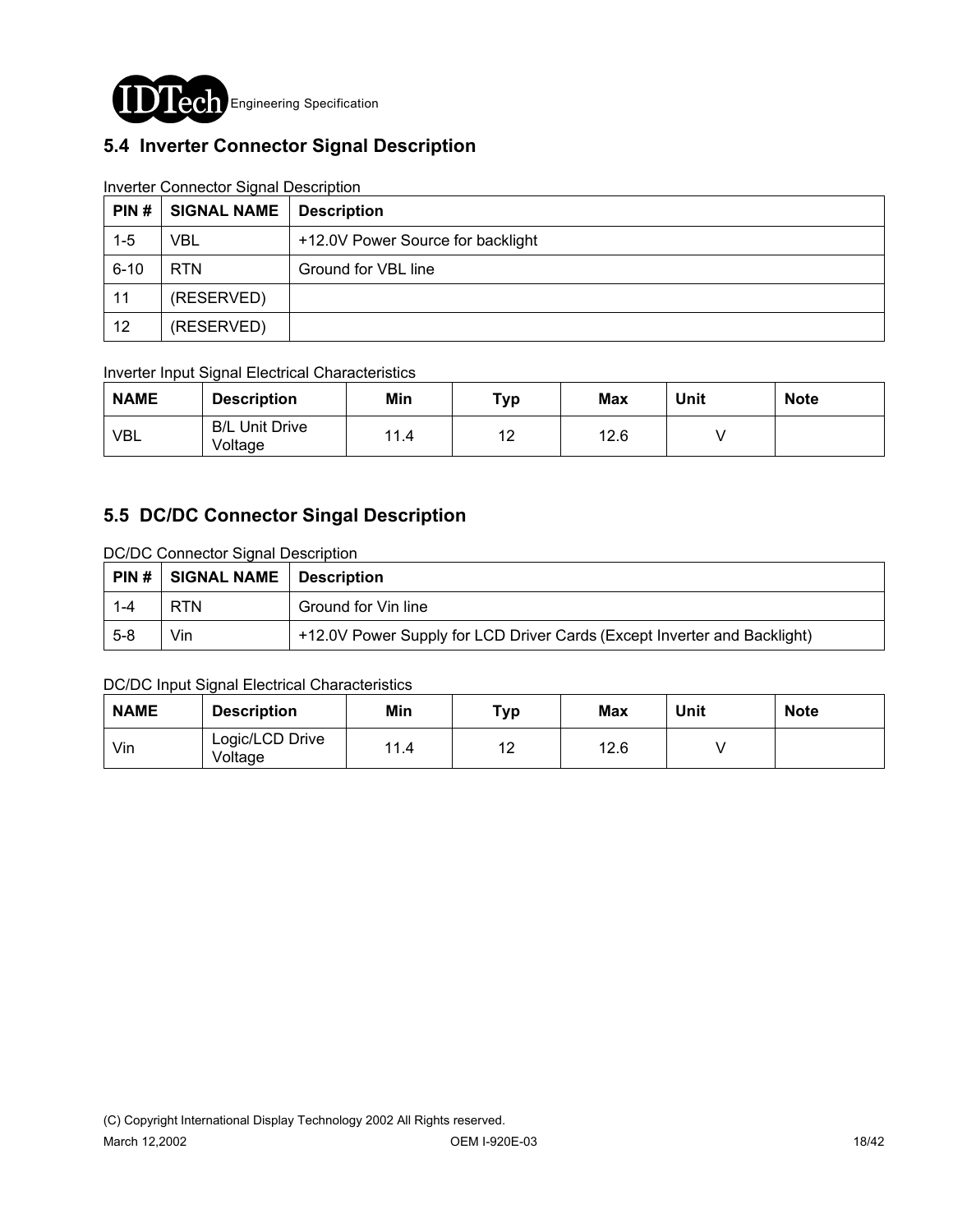## 5.4 Inverter Connector Signal Description

Inverter Connector Signal Description

| PIN # | SIGNAL NAME | Description |
|---|---|---|
| 1-5 | VBL | +12.0V Power Source for backlight |
| 6-10 | RTN | Ground for VBL line |
| 11 | (RESERVED) | |
| 12 | (RESERVED) | |

Inverter Input Signal Electrical Characteristics

| NAME | Description | Min | Typ | Max | Unit | Note |
|---|---|---|---|---|---|---|
| VBL | B/L Unit Drive Voltage | 11.4 | 12 | 12.6 | V | |

## 5.5 DC/DC Connector Singal Description

DC/DC Connector Signal Description

| PIN # | SIGNAL NAME | Description |
|---|---|---|
| 1-4 | RTN | Ground for Vin line |
| 5-8 | Vin | +12.0V Power Supply for LCD Driver Cards (Except Inverter and Backlight) |

DC/DC Input Signal Electrical Characteristics

| NAME | Description | Min | Typ | Max | Unit | Note |
|---|---|---|---|---|---|---|
| Vin | Logic/LCD Drive Voltage | 11.4 | 12 | 12.6 | V | |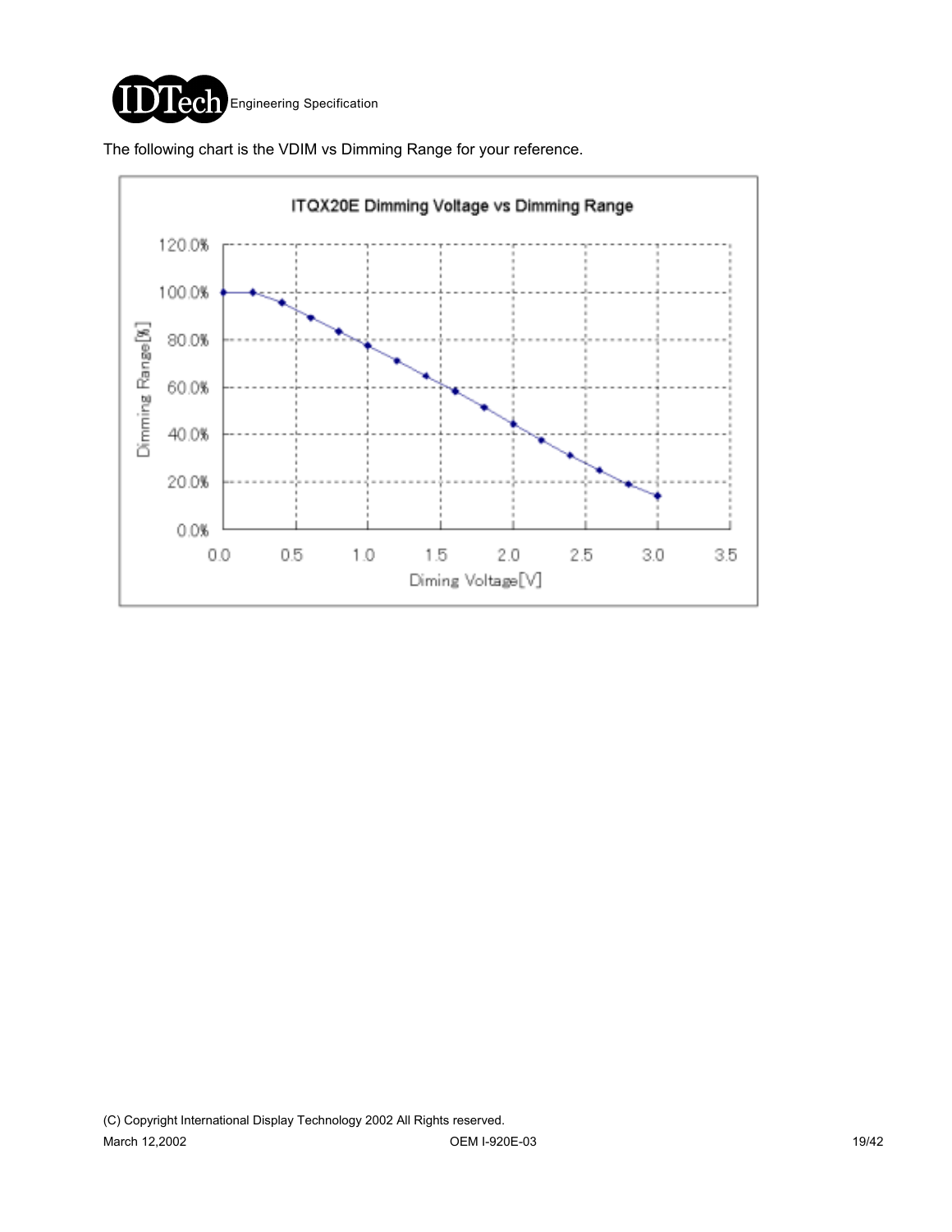The following chart is the VDIM vs Dimming Range for your reference.

**ITQX20E Dimming Voltage vs Dimming Range**

Dimming Range[%]

Diming Voltage[V]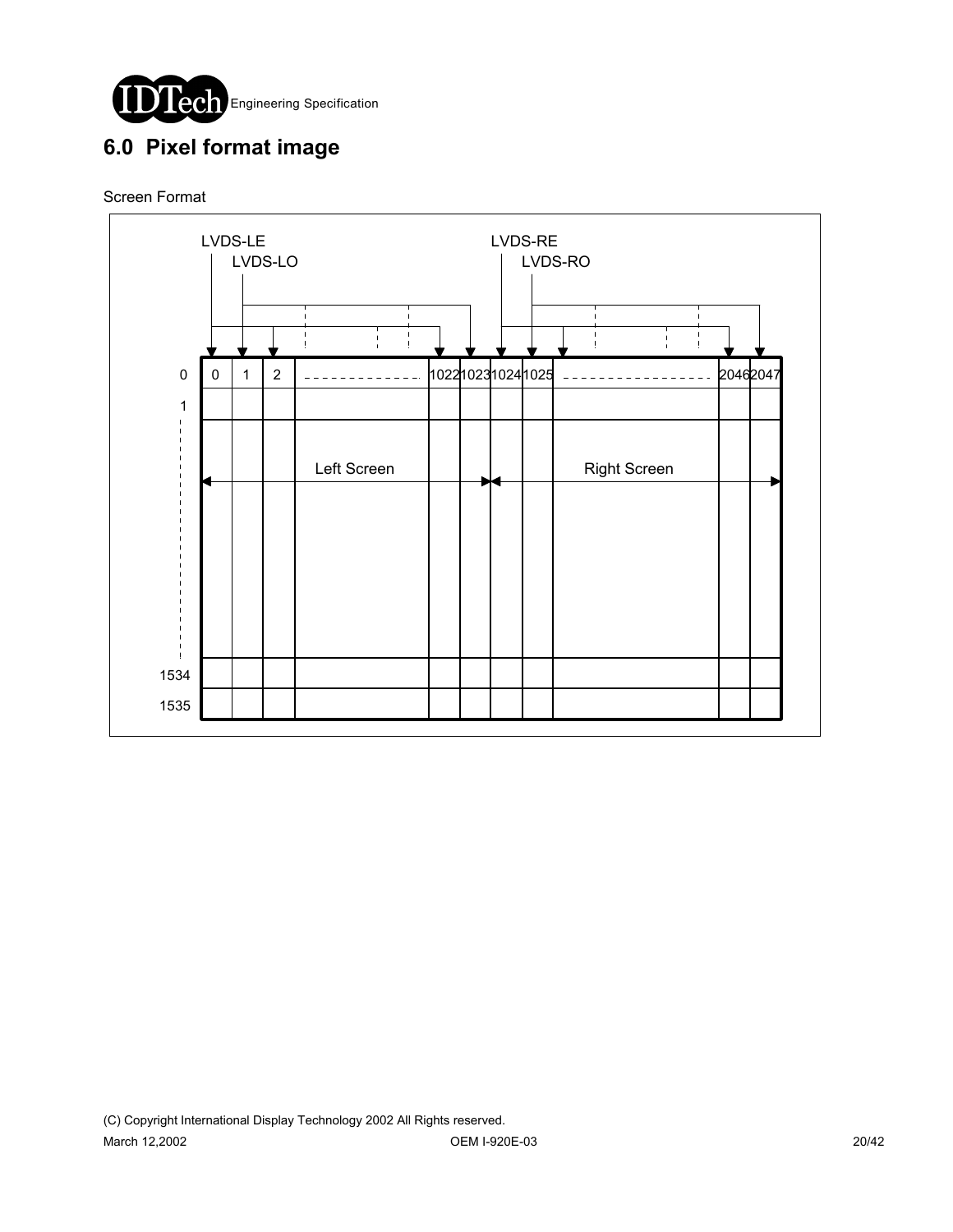# 6.0 Pixel format image

Screen Format

LVDS-LE LVDS-LO LVDS-RE LVDS-RO

| | 0 | 1 | 2 | ... | 1022 | 1023 | 1024 | 1025 | ... | 2046 | 2047 |
|---|---|---|---|---|---|---|---|---|---|---|---|
| 0 | | | | | | | | | | | |
| 1 | | | | | | | | | | | |
| ... | | | | Left Screen | | | | | Right Screen | | |
| 1534 | | | | | | | | | | | |
| 1535 | | | | | | | | | | | |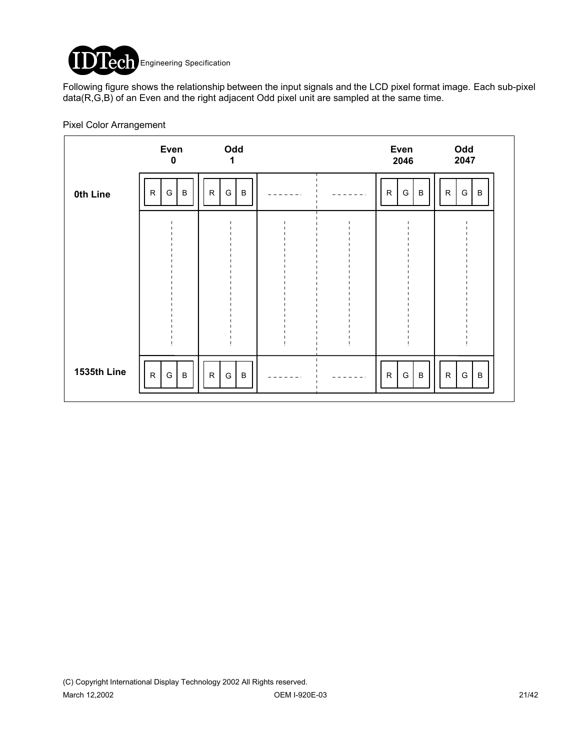Following figure shows the relationship between the input signals and the LCD pixel format image. Each sub-pixel data(R,G,B) of an Even and the right adjacent Odd pixel unit are sampled at the same time.

Pixel Color Arrangement

| | Even 0 | Odd 1 | | | Even 2046 | Odd 2047 |
|---|---|---|---|---|---|---|
| 0th Line | R G B | R G B | ------- | ------- | R G B | R G B |
| ⋮ | ⋮ | ⋮ | ⋮ | ⋮ | ⋮ | ⋮ |
| 1535th Line | R G B | R G B | ------- | ------- | R G B | R G B |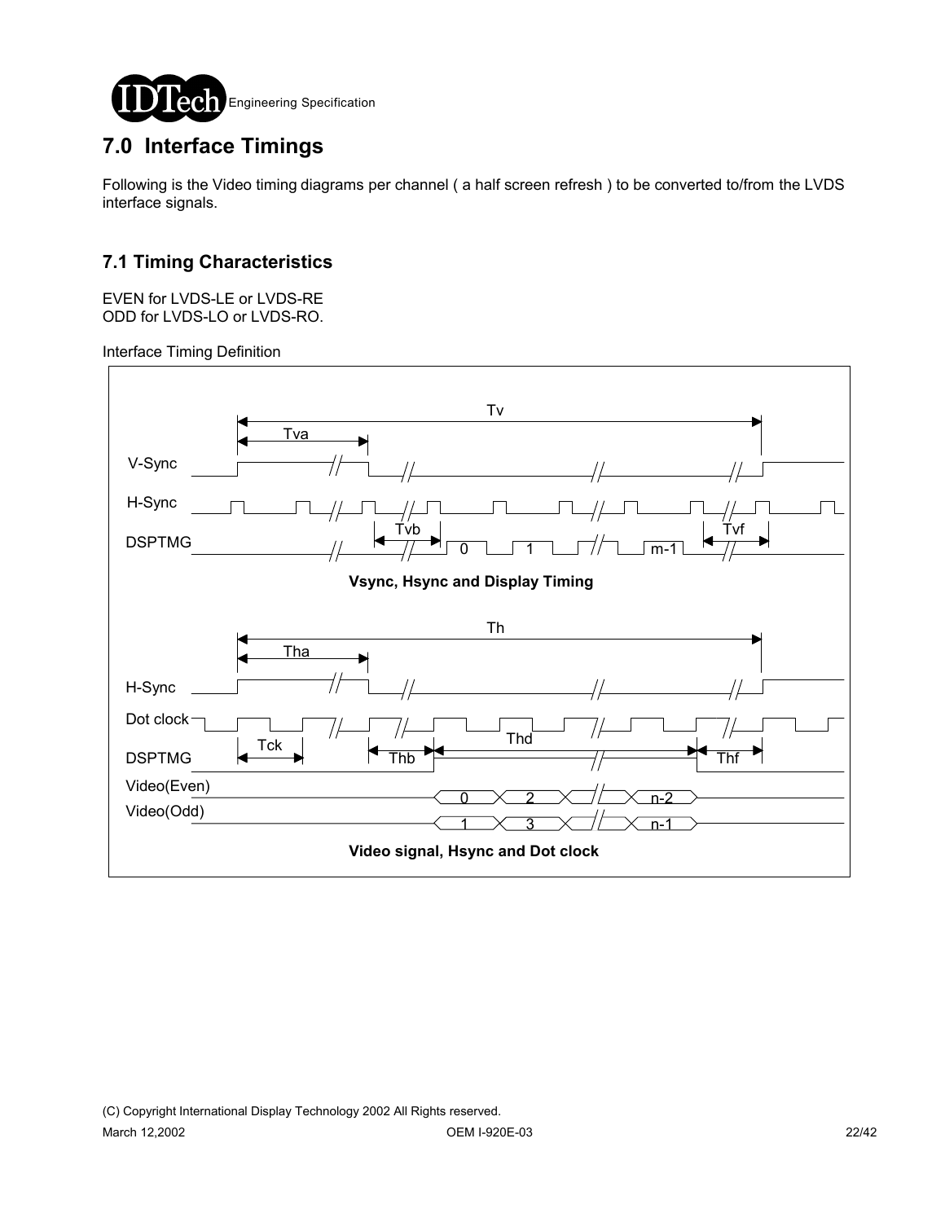# 7.0 Interface Timings

Following is the Video timing diagrams per channel ( a half screen refresh ) to be converted to/from the LVDS interface signals.

## 7.1 Timing Characteristics

EVEN for LVDS-LE or LVDS-RE
ODD for LVDS-LO or LVDS-RO.

Interface Timing Definition

Vsync, Hsync and Display Timing

Video signal, Hsync and Dot clock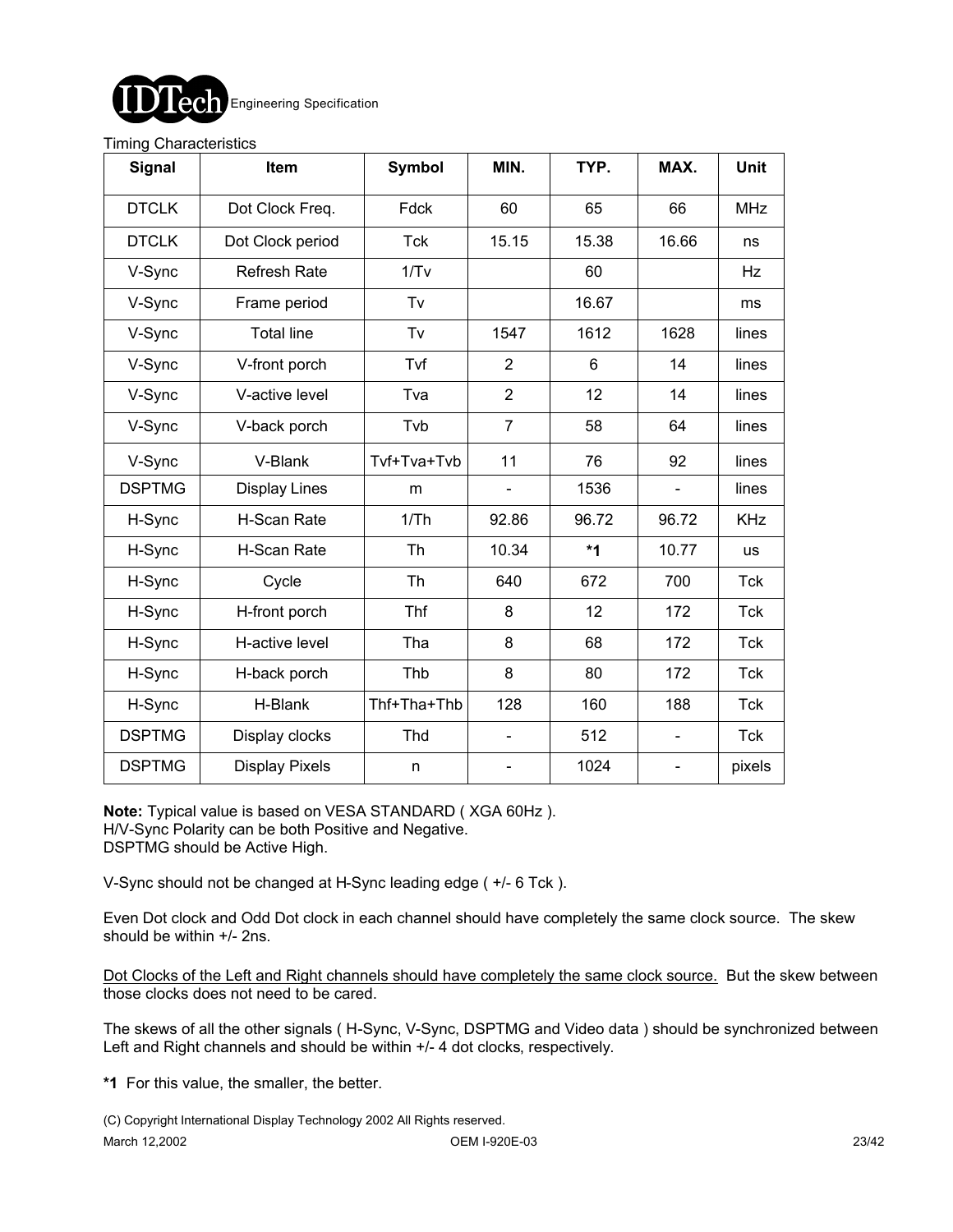Timing Characteristics

| Signal | Item | Symbol | MIN. | TYP. | MAX. | Unit |
|---|---|---|---|---|---|---|
| DTCLK | Dot Clock Freq. | Fdck | 60 | 65 | 66 | MHz |
| DTCLK | Dot Clock period | Tck | 15.15 | 15.38 | 16.66 | ns |
| V-Sync | Refresh Rate | 1/Tv | | 60 | | Hz |
| V-Sync | Frame period | Tv | | 16.67 | | ms |
| V-Sync | Total line | Tv | 1547 | 1612 | 1628 | lines |
| V-Sync | V-front porch | Tvf | 2 | 6 | 14 | lines |
| V-Sync | V-active level | Tva | 2 | 12 | 14 | lines |
| V-Sync | V-back porch | Tvb | 7 | 58 | 64 | lines |
| V-Sync | V-Blank | Tvf+Tva+Tvb | 11 | 76 | 92 | lines |
| DSPTMG | Display Lines | m | - | 1536 | - | lines |
| H-Sync | H-Scan Rate | 1/Th | 92.86 | 96.72 | 96.72 | KHz |
| H-Sync | H-Scan Rate | Th | 10.34 | **\*1** | 10.77 | us |
| H-Sync | Cycle | Th | 640 | 672 | 700 | Tck |
| H-Sync | H-front porch | Thf | 8 | 12 | 172 | Tck |
| H-Sync | H-active level | Tha | 8 | 68 | 172 | Tck |
| H-Sync | H-back porch | Thb | 8 | 80 | 172 | Tck |
| H-Sync | H-Blank | Thf+Tha+Thb | 128 | 160 | 188 | Tck |
| DSPTMG | Display clocks | Thd | - | 512 | - | Tck |
| DSPTMG | Display Pixels | n | - | 1024 | - | pixels |

**Note:** Typical value is based on VESA STANDARD ( XGA 60Hz ).
H/V-Sync Polarity can be both Positive and Negative.
DSPTMG should be Active High.

V-Sync should not be changed at H-Sync leading edge ( +/- 6 Tck ).

Even Dot clock and Odd Dot clock in each channel should have completely the same clock source. The skew should be within +/- 2ns.

<u>Dot Clocks of the Left and Right channels should have completely the same clock source.</u> But the skew between those clocks does not need to be cared.

The skews of all the other signals ( H-Sync, V-Sync, DSPTMG and Video data ) should be synchronized between Left and Right channels and should be within +/- 4 dot clocks, respectively.

**\*1** For this value, the smaller, the better.

(C) Copyright International Display Technology 2002 All Rights reserved.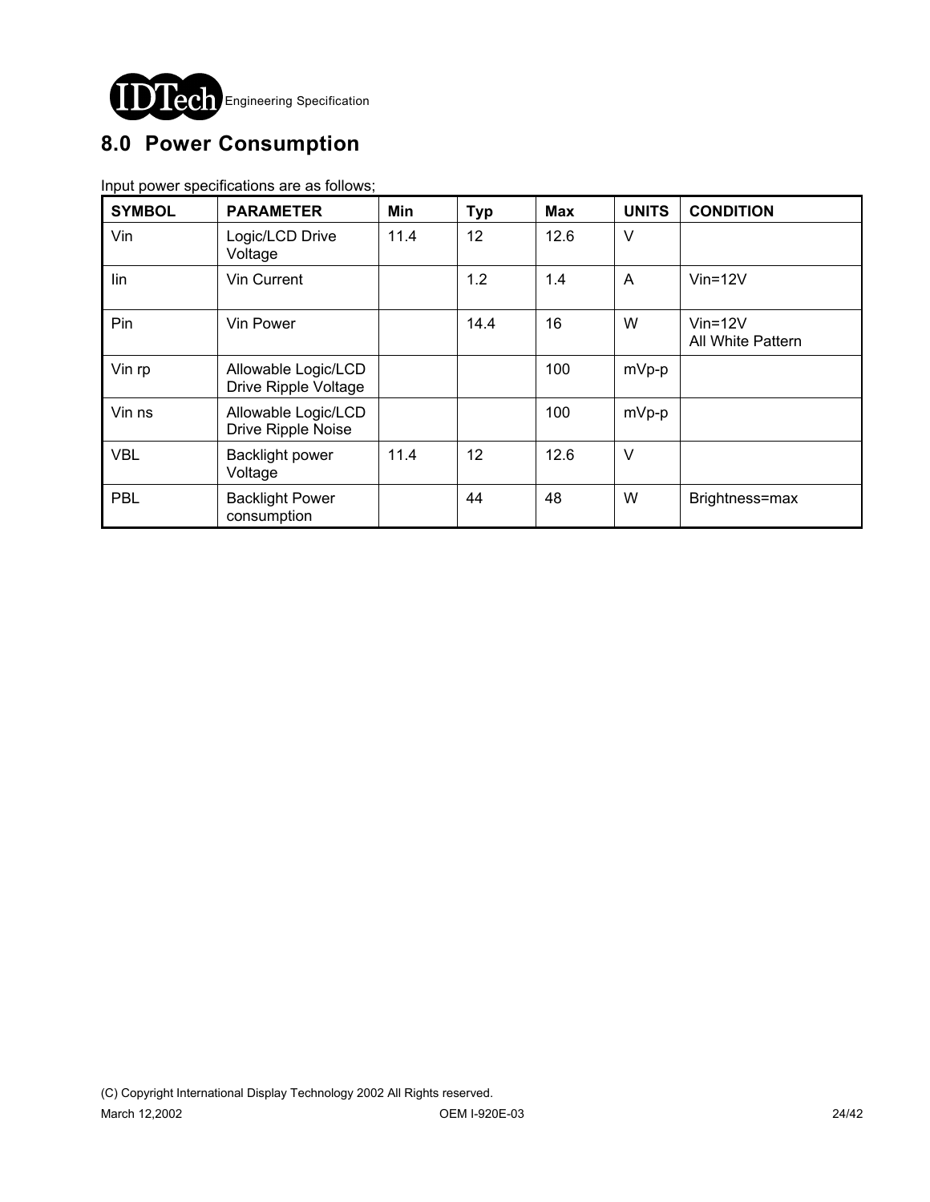## 8.0 Power Consumption

Input power specifications are as follows;

| SYMBOL | PARAMETER | Min | Typ | Max | UNITS | CONDITION |
|---|---|---|---|---|---|---|
| Vin | Logic/LCD Drive Voltage | 11.4 | 12 | 12.6 | V | |
| Iin | Vin Current | | 1.2 | 1.4 | A | Vin=12V |
| Pin | Vin Power | | 14.4 | 16 | W | Vin=12V All White Pattern |
| Vin rp | Allowable Logic/LCD Drive Ripple Voltage | | | 100 | mVp-p | |
| Vin ns | Allowable Logic/LCD Drive Ripple Noise | | | 100 | mVp-p | |
| VBL | Backlight power Voltage | 11.4 | 12 | 12.6 | V | |
| PBL | Backlight Power consumption | | 44 | 48 | W | Brightness=max |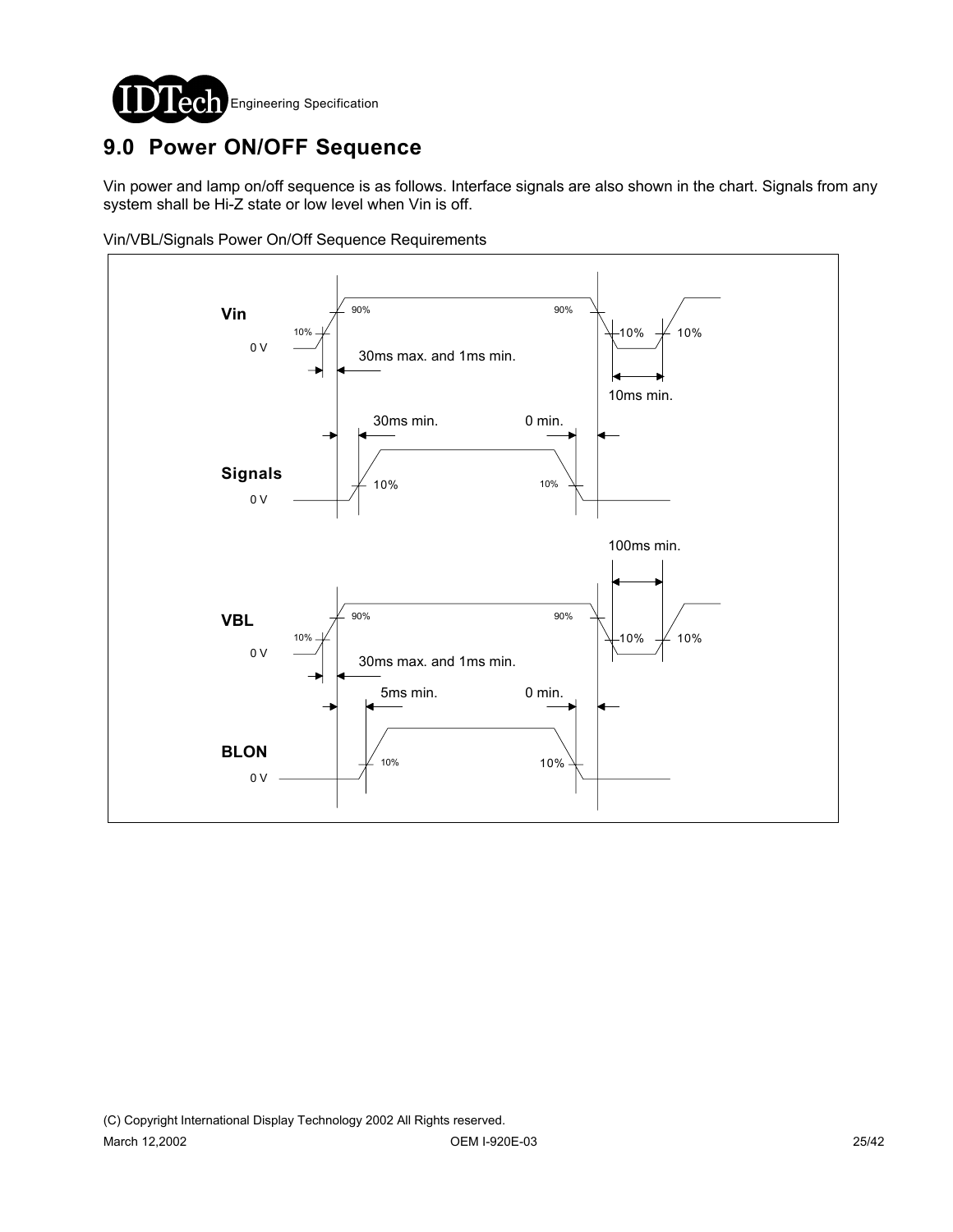# 9.0 Power ON/OFF Sequence

Vin power and lamp on/off sequence is as follows. Interface signals are also shown in the chart. Signals from any system shall be Hi-Z state or low level when Vin is off.

Vin/VBL/Signals Power On/Off Sequence Requirements

Vin
- 0 V
- 10%
- 90%
- 30ms max. and 1ms min.
- 90%
- 10%
- 10%
- 10ms min.

Signals
- 0 V
- 30ms min.
- 10%
- 0 min.
- 10%

VBL
- 0 V
- 10%
- 90%
- 30ms max. and 1ms min.
- 90%
- 10%
- 10%
- 100ms min.

BLON
- 0 V
- 5ms min.
- 10%
- 0 min.
- 10%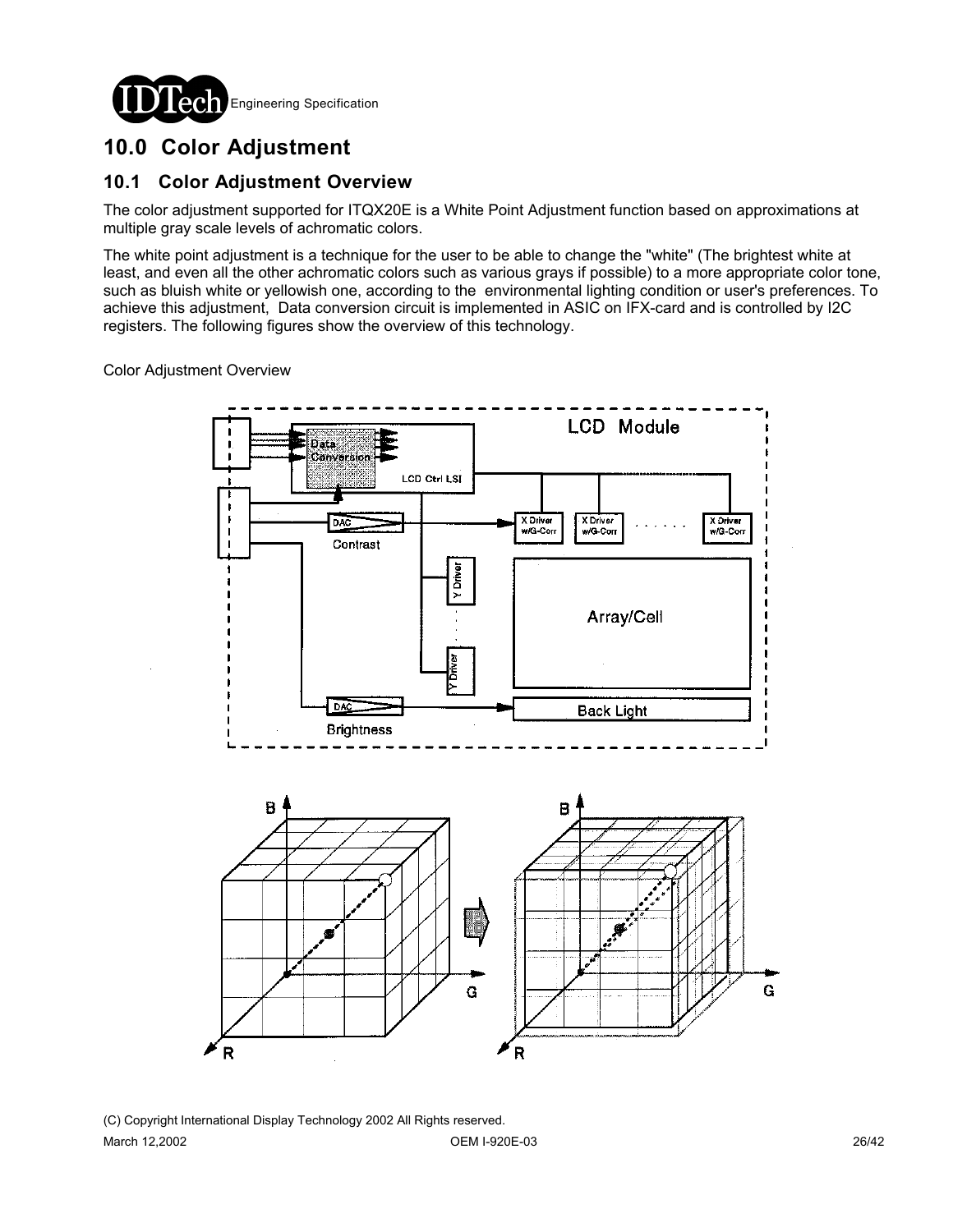# 10.0 Color Adjustment

## 10.1 Color Adjustment Overview

The color adjustment supported for ITQX20E is a White Point Adjustment function based on approximations at multiple gray scale levels of achromatic colors.

The white point adjustment is a technique for the user to be able to change the "white" (The brightest white at least, and even all the other achromatic colors such as various grays if possible) to a more appropriate color tone, such as bluish white or yellowish one, according to the environmental lighting condition or user's preferences. To achieve this adjustment, Data conversion circuit is implemented in ASIC on IFX-card and is controlled by I2C registers. The following figures show the overview of this technology.

Color Adjustment Overview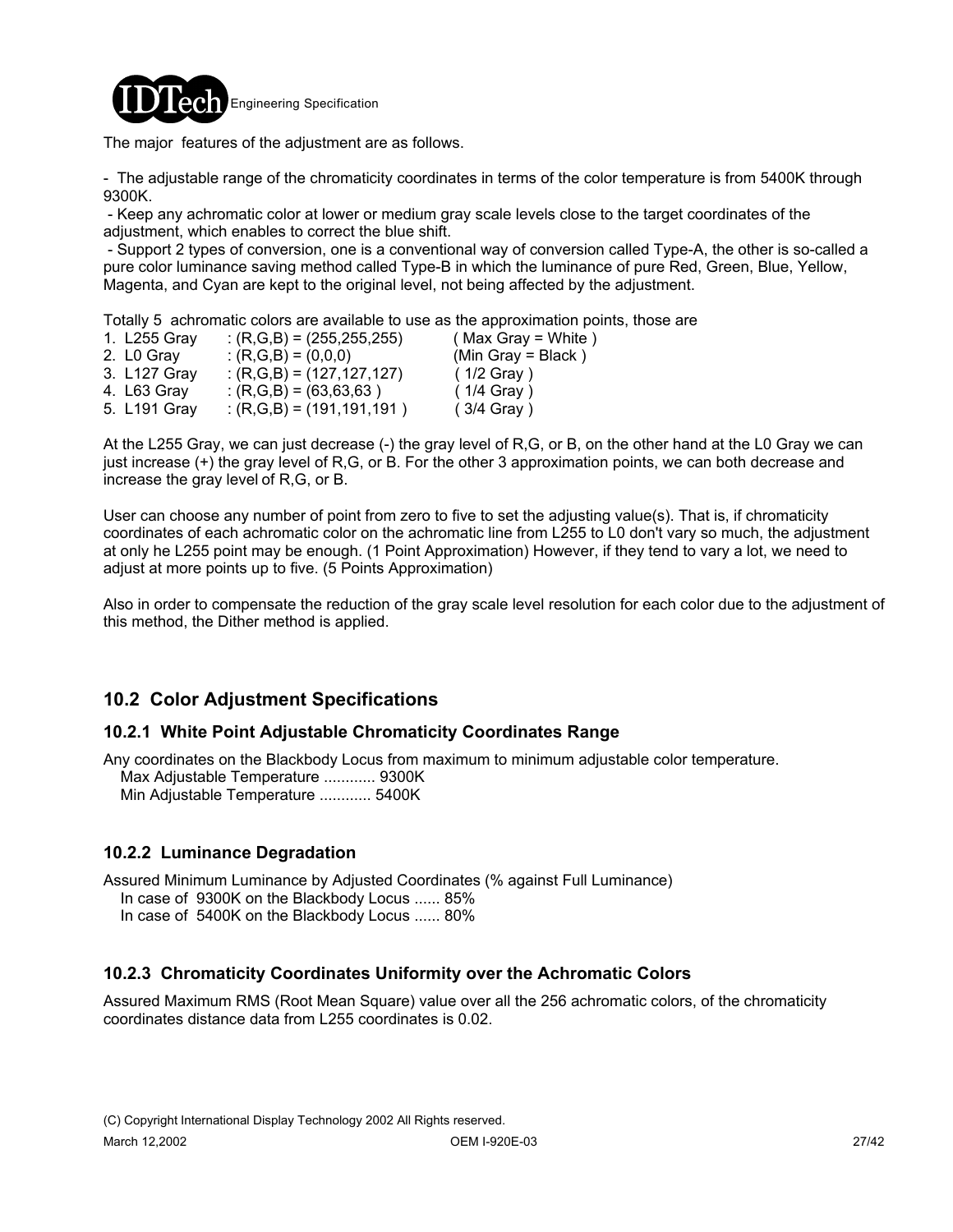The major features of the adjustment are as follows.

- The adjustable range of the chromaticity coordinates in terms of the color temperature is from 5400K through 9300K.
- Keep any achromatic color at lower or medium gray scale levels close to the target coordinates of the adjustment, which enables to correct the blue shift.
- Support 2 types of conversion, one is a conventional way of conversion called Type-A, the other is so-called a pure color luminance saving method called Type-B in which the luminance of pure Red, Green, Blue, Yellow, Magenta, and Cyan are kept to the original level, not being affected by the adjustment.

Totally 5 achromatic colors are available to use as the approximation points, those are

1. L255 Gray : (R,G,B) = (255,255,255) ( Max Gray = White )
2. L0 Gray : (R,G,B) = (0,0,0) (Min Gray = Black )
3. L127 Gray : (R,G,B) = (127,127,127) ( 1/2 Gray )
4. L63 Gray : (R,G,B) = (63,63,63 ) ( 1/4 Gray )
5. L191 Gray : (R,G,B) = (191,191,191 ) ( 3/4 Gray )

At the L255 Gray, we can just decrease (-) the gray level of R,G, or B, on the other hand at the L0 Gray we can just increase (+) the gray level of R,G, or B. For the other 3 approximation points, we can both decrease and increase the gray level of R,G, or B.

User can choose any number of point from zero to five to set the adjusting value(s). That is, if chromaticity coordinates of each achromatic color on the achromatic line from L255 to L0 don't vary so much, the adjustment at only he L255 point may be enough. (1 Point Approximation) However, if they tend to vary a lot, we need to adjust at more points up to five. (5 Points Approximation)

Also in order to compensate the reduction of the gray scale level resolution for each color due to the adjustment of this method, the Dither method is applied.

## 10.2 Color Adjustment Specifications

### 10.2.1 White Point Adjustable Chromaticity Coordinates Range

Any coordinates on the Blackbody Locus from maximum to minimum adjustable color temperature.
Max Adjustable Temperature ............ 9300K
Min Adjustable Temperature ............ 5400K

### 10.2.2 Luminance Degradation

Assured Minimum Luminance by Adjusted Coordinates (% against Full Luminance)
In case of 9300K on the Blackbody Locus ...... 85%
In case of 5400K on the Blackbody Locus ...... 80%

### 10.2.3 Chromaticity Coordinates Uniformity over the Achromatic Colors

Assured Maximum RMS (Root Mean Square) value over all the 256 achromatic colors, of the chromaticity coordinates distance data from L255 coordinates is 0.02.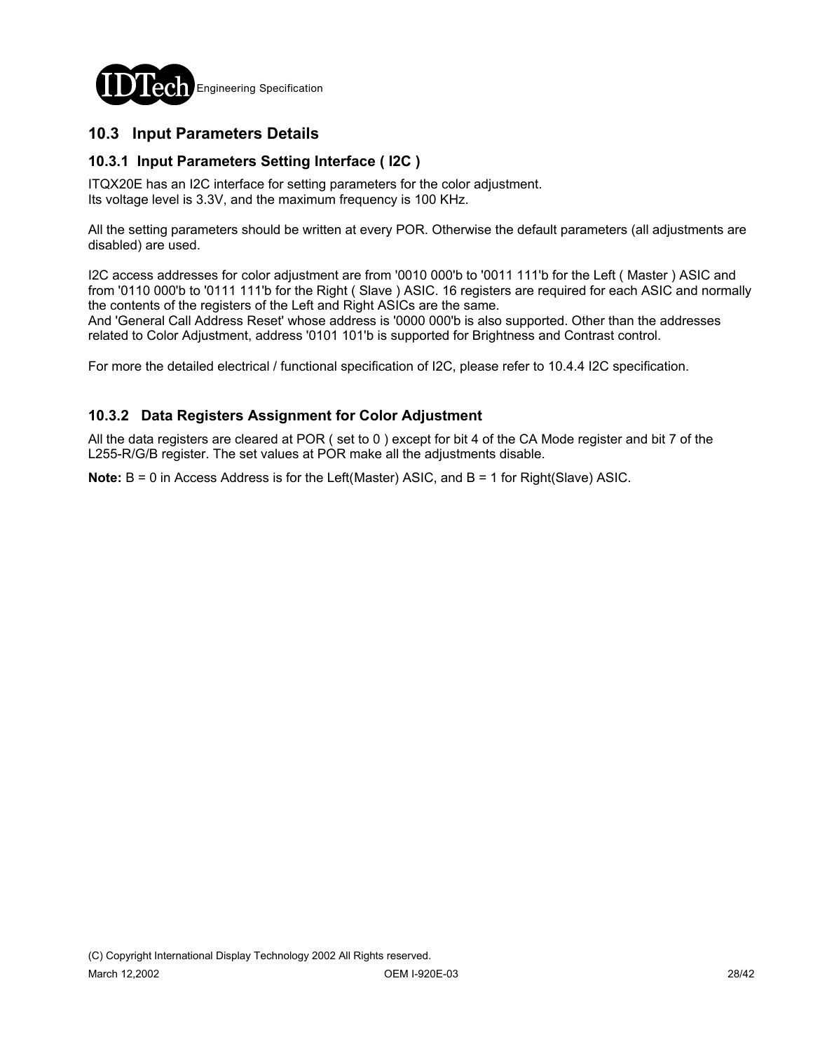## 10.3 Input Parameters Details

### 10.3.1 Input Parameters Setting Interface ( I2C )

ITQX20E has an I2C interface for setting parameters for the color adjustment.
Its voltage level is 3.3V, and the maximum frequency is 100 KHz.

All the setting parameters should be written at every POR. Otherwise the default parameters (all adjustments are disabled) are used.

I2C access addresses for color adjustment are from '0010 000'b to '0011 111'b for the Left ( Master ) ASIC and from '0110 000'b to '0111 111'b for the Right ( Slave ) ASIC. 16 registers are required for each ASIC and normally the contents of the registers of the Left and Right ASICs are the same.
And 'General Call Address Reset' whose address is '0000 000'b is also supported. Other than the addresses related to Color Adjustment, address '0101 101'b is supported for Brightness and Contrast control.

For more the detailed electrical / functional specification of I2C, please refer to 10.4.4 I2C specification.

### 10.3.2 Data Registers Assignment for Color Adjustment

All the data registers are cleared at POR ( set to 0 ) except for bit 4 of the CA Mode register and bit 7 of the L255-R/G/B register. The set values at POR make all the adjustments disable.

**Note:** B = 0 in Access Address is for the Left(Master) ASIC, and B = 1 for Right(Slave) ASIC.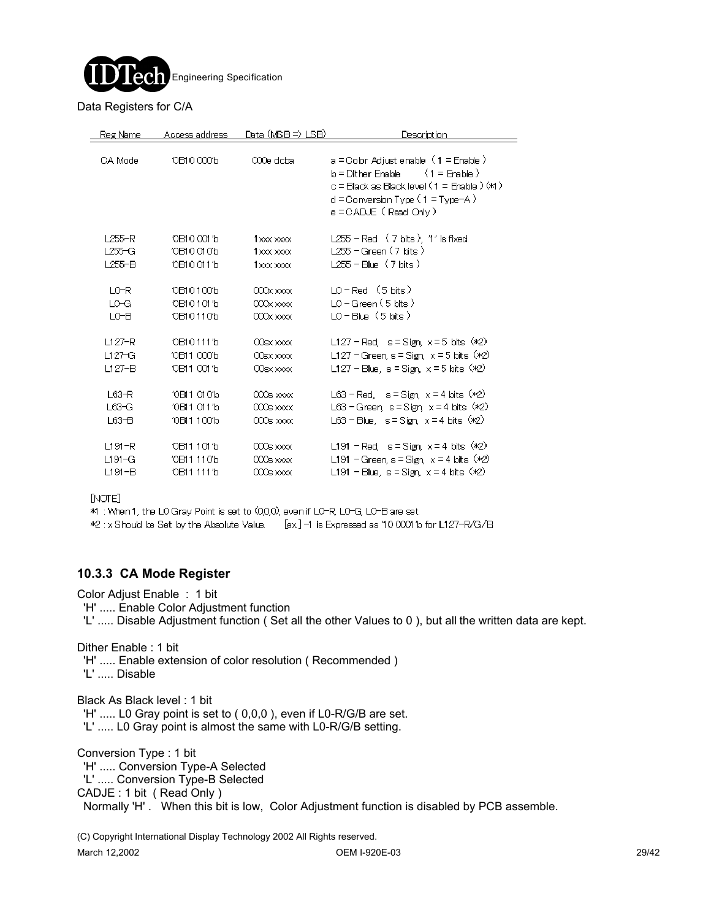Data Registers for C/A

| Reg Name | Access address | Data (MSB => LSB) | Description |
|---|---|---|---|
| CA Mode | '0B10 000'b | 000e dcba | a = Color Adjust enable ( 1 = Enable )<br>b = Dither Enable ( 1 = Enable )<br>c = Black as Black level ( 1 = Enable ) (*1)<br>d = Conversion Type ( 1 = Type-A )<br>e = CADJE ( Read Only ) |
| L255-R | '0B10 001'b | 1xxx xxxx | L255 - Red ( 7 bits ), '1' is fixed. |
| L255-G | '0B10 010'b | 1xxx xxxx | L255 - Green ( 7 bits ) |
| L255-B | '0B10 011'b | 1xxx xxxx | L255 - Blue ( 7 bits ) |
| L0-R | '0B10 100'b | 000x xxxx | L0 - Red ( 5 bits ) |
| L0-G | '0B10 101'b | 000x xxxx | L0 - Green ( 5 bits ) |
| L0-B | '0B10 110'b | 000x xxxx | L0 - Blue ( 5 bits ) |
| L127-R | '0B10 111'b | 00sx xxxx | L127 - Red, s = Sign, x = 5 bits (*2) |
| L127-G | '0B11 000'b | 00sx xxxx | L127 - Green, s = Sign, x = 5 bits (*2) |
| L127-B | '0B11 001'b | 00sx xxxx | L127 - Blue, s = Sign, x = 5 bits (*2) |
| L63-R | '0B11 010'b | 000s xxxx | L63 - Red, s = Sign, x = 4 bits (*2) |
| L63-G | '0B11 011'b | 000s xxxx | L63 - Green, s = Sign, x = 4 bits (*2) |
| L63-B | '0B11 100'b | 000s xxxx | L63 - Blue, s = Sign, x = 4 bits (*2) |
| L191-R | '0B11 101'b | 000s xxxx | L191 - Red, s = Sign, x = 4 bits (*2) |
| L191-G | '0B11 110'b | 000s xxxx | L191 - Green, s = Sign, x = 4 bits (*2) |
| L191-B | '0B11 111'b | 000s xxxx | L191 - Blue, s = Sign, x = 4 bits (*2) |

[NOTE]

*1 : When 1, the L0 Gray Point is set to (0,0,0), even if L0-R, L0-G, L0-B are set.

*2 : x Should be Set by the Absolute Value. [ex] -1 is Expressed as '10 0001'b for L127-R/G/B

### 10.3.3 CA Mode Register

Color Adjust Enable : 1 bit
  'H' ..... Enable Color Adjustment function
  'L' ..... Disable Adjustment function ( Set all the other Values to 0 ), but all the written data are kept.

Dither Enable : 1 bit
  'H' ..... Enable extension of color resolution ( Recommended )
  'L' ..... Disable

Black As Black level : 1 bit
  'H' ..... L0 Gray point is set to ( 0,0,0 ), even if L0-R/G/B are set.
  'L' ..... L0 Gray point is almost the same with L0-R/G/B setting.

Conversion Type : 1 bit
  'H' ..... Conversion Type-A Selected
  'L' ..... Conversion Type-B Selected

CADJE : 1 bit ( Read Only )
  Normally 'H' . When this bit is low, Color Adjustment function is disabled by PCB assemble.

(C) Copyright International Display Technology 2002 All Rights reserved.

March 12,2002 OEM I-920E-03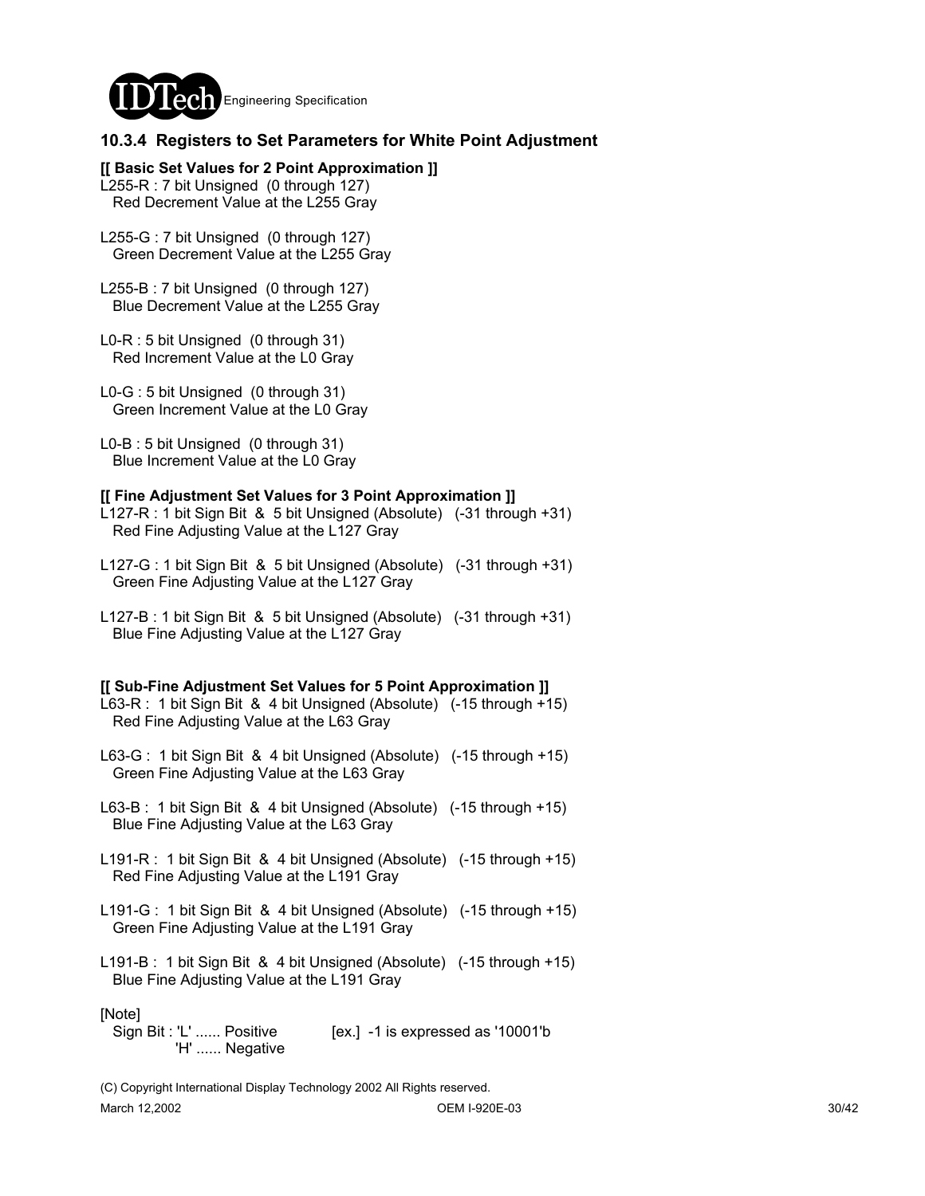### 10.3.4 Registers to Set Parameters for White Point Adjustment

**[[ Basic Set Values for 2 Point Approximation ]]**

L255-R : 7 bit Unsigned (0 through 127)
  Red Decrement Value at the L255 Gray

L255-G : 7 bit Unsigned (0 through 127)
  Green Decrement Value at the L255 Gray

L255-B : 7 bit Unsigned (0 through 127)
  Blue Decrement Value at the L255 Gray

L0-R : 5 bit Unsigned (0 through 31)
  Red Increment Value at the L0 Gray

L0-G : 5 bit Unsigned (0 through 31)
  Green Increment Value at the L0 Gray

L0-B : 5 bit Unsigned (0 through 31)
  Blue Increment Value at the L0 Gray

**[[ Fine Adjustment Set Values for 3 Point Approximation ]]**

L127-R : 1 bit Sign Bit & 5 bit Unsigned (Absolute) (-31 through +31)
  Red Fine Adjusting Value at the L127 Gray

L127-G : 1 bit Sign Bit & 5 bit Unsigned (Absolute) (-31 through +31)
  Green Fine Adjusting Value at the L127 Gray

L127-B : 1 bit Sign Bit & 5 bit Unsigned (Absolute) (-31 through +31)
  Blue Fine Adjusting Value at the L127 Gray

**[[ Sub-Fine Adjustment Set Values for 5 Point Approximation ]]**

L63-R : 1 bit Sign Bit & 4 bit Unsigned (Absolute) (-15 through +15)
  Red Fine Adjusting Value at the L63 Gray

L63-G : 1 bit Sign Bit & 4 bit Unsigned (Absolute) (-15 through +15)
  Green Fine Adjusting Value at the L63 Gray

L63-B : 1 bit Sign Bit & 4 bit Unsigned (Absolute) (-15 through +15)
  Blue Fine Adjusting Value at the L63 Gray

L191-R : 1 bit Sign Bit & 4 bit Unsigned (Absolute) (-15 through +15)
  Red Fine Adjusting Value at the L191 Gray

L191-G : 1 bit Sign Bit & 4 bit Unsigned (Absolute) (-15 through +15)
  Green Fine Adjusting Value at the L191 Gray

L191-B : 1 bit Sign Bit & 4 bit Unsigned (Absolute) (-15 through +15)
  Blue Fine Adjusting Value at the L191 Gray

[Note]
  Sign Bit : 'L' ...... Positive    [ex.] -1 is expressed as '10001'b
       'H' ...... Negative

(C) Copyright International Display Technology 2002 All Rights reserved.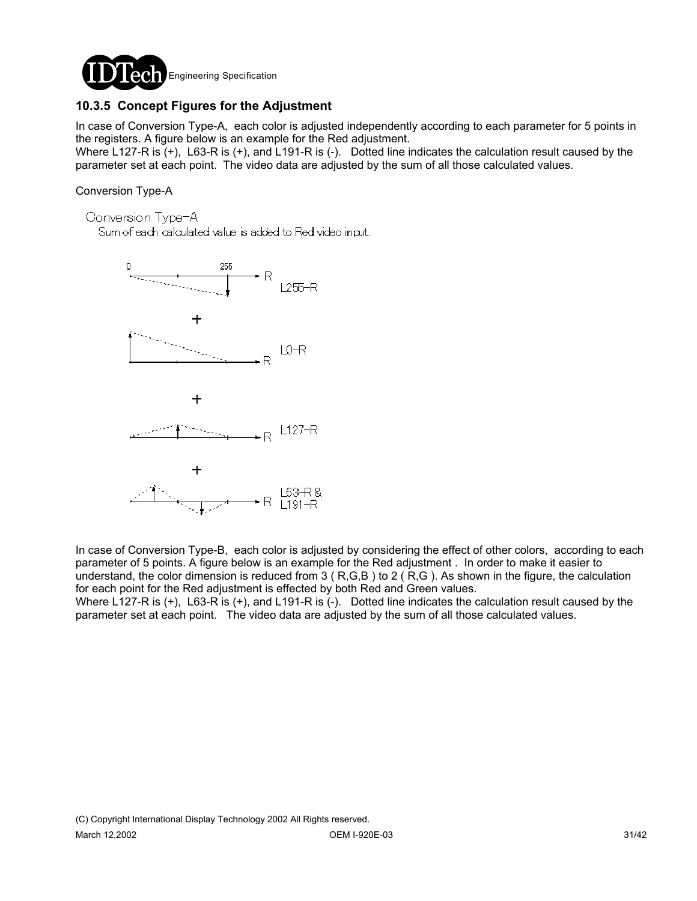### 10.3.5 Concept Figures for the Adjustment

In case of Conversion Type-A, each color is adjusted independently according to each parameter for 5 points in the registers. A figure below is an example for the Red adjustment.
Where L127-R is (+), L63-R is (+), and L191-R is (-). Dotted line indicates the calculation result caused by the parameter set at each point. The video data are adjusted by the sum of all those calculated values.

Conversion Type-A

Conversion Type-A
Sum of each calculated value is added to Red video input.

0 255 R L255-R

+

R L0-R

+

R L127-R

+

R L63-R & L191-R

In case of Conversion Type-B, each color is adjusted by considering the effect of other colors, according to each parameter of 5 points. A figure below is an example for the Red adjustment . In order to make it easier to understand, the color dimension is reduced from 3 ( R,G,B ) to 2 ( R,G ). As shown in the figure, the calculation for each point for the Red adjustment is effected by both Red and Green values.
Where L127-R is (+), L63-R is (+), and L191-R is (-). Dotted line indicates the calculation result caused by the parameter set at each point. The video data are adjusted by the sum of all those calculated values.

(C) Copyright International Display Technology 2002 All Rights reserved.
March 12,2002 OEM I-920E-03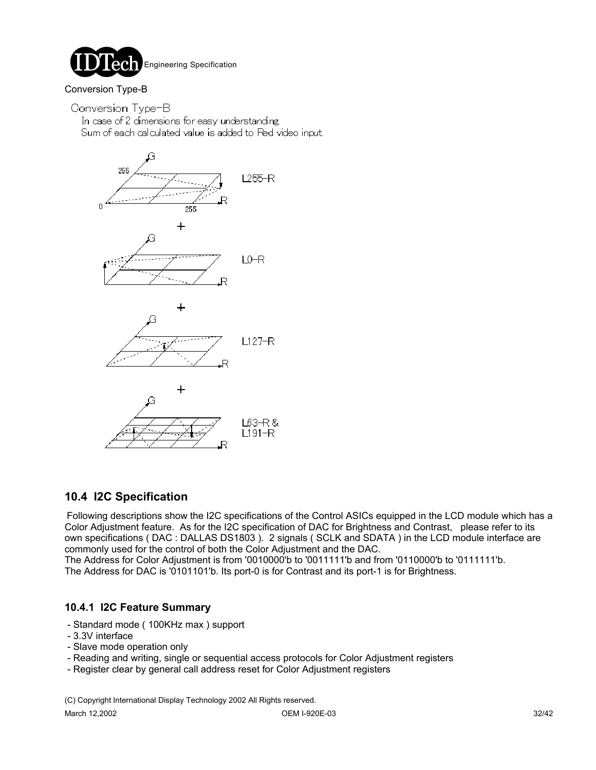Conversion Type-B

Conversion Type-B

In case of 2 dimensions for easy understanding.

Sum of each calculated value is added to Red video input.

L255-R

+

L0-R

+

L127-R

+

L63-R & L191-R

## 10.4 I2C Specification

Following descriptions show the I2C specifications of the Control ASICs equipped in the LCD module which has a Color Adjustment feature. As for the I2C specification of DAC for Brightness and Contrast, please refer to its own specifications ( DAC : DALLAS DS1803 ). 2 signals ( SCLK and SDATA ) in the LCD module interface are commonly used for the control of both the Color Adjustment and the DAC.

The Address for Color Adjustment is from '0010000'b to '0011111'b and from '0110000'b to '0111111'b.

The Address for DAC is '0101101'b. Its port-0 is for Contrast and its port-1 is for Brightness.

### 10.4.1 I2C Feature Summary

- Standard mode ( 100KHz max ) support
- 3.3V interface
- Slave mode operation only
- Reading and writing, single or sequential access protocols for Color Adjustment registers
- Register clear by general call address reset for Color Adjustment registers

(C) Copyright International Display Technology 2002 All Rights reserved.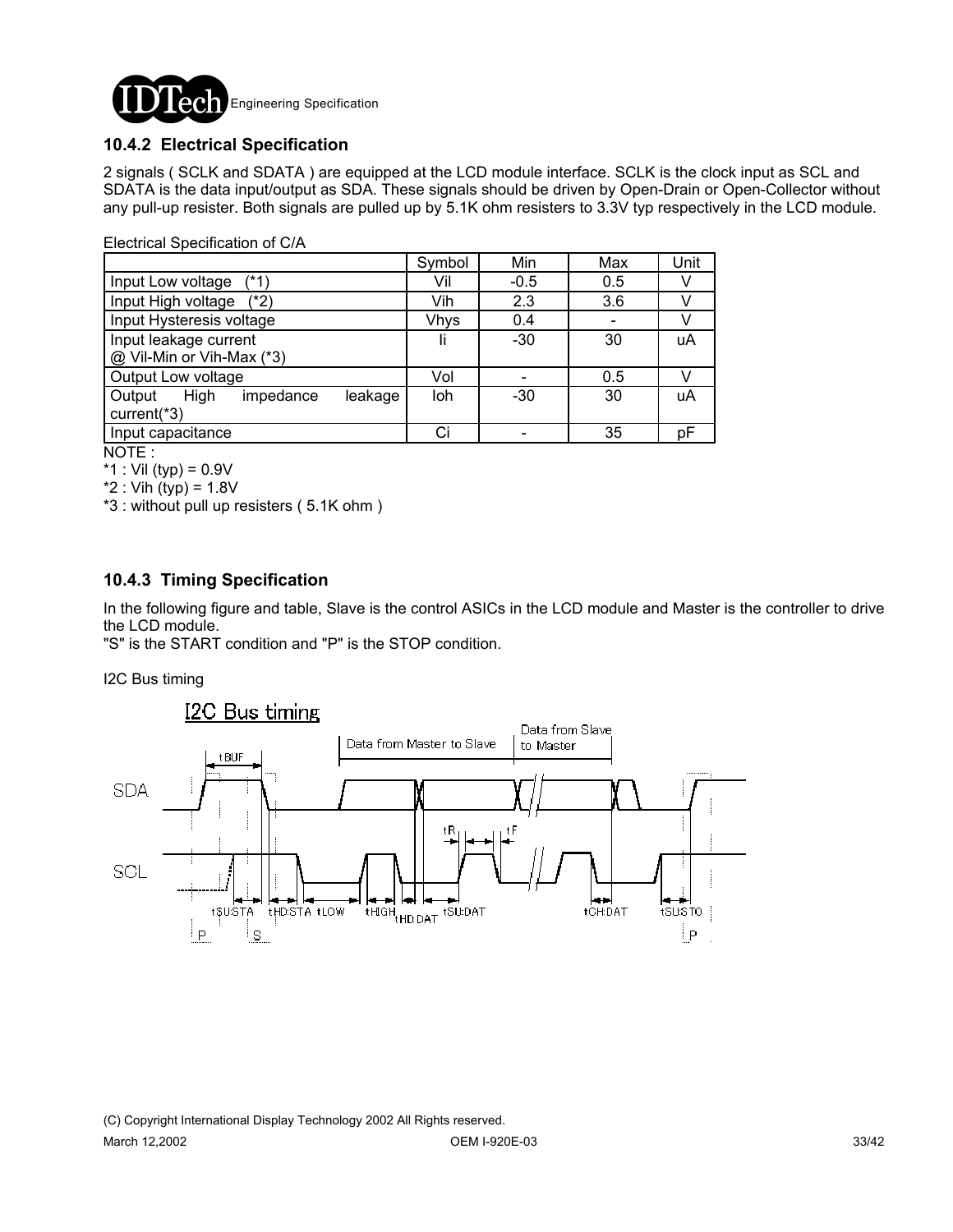### 10.4.2 Electrical Specification

2 signals ( SCLK and SDATA ) are equipped at the LCD module interface. SCLK is the clock input as SCL and SDATA is the data input/output as SDA. These signals should be driven by Open-Drain or Open-Collector without any pull-up resister. Both signals are pulled up by 5.1K ohm resisters to 3.3V typ respectively in the LCD module.

Electrical Specification of C/A

| | Symbol | Min | Max | Unit |
|---|---|---|---|---|
| Input Low voltage (*1) | Vil | -0.5 | 0.5 | V |
| Input High voltage (*2) | Vih | 2.3 | 3.6 | V |
| Input Hysteresis voltage | Vhys | 0.4 | - | V |
| Input leakage current @ Vil-Min or Vih-Max (*3) | Ii | -30 | 30 | uA |
| Output Low voltage | Vol | - | 0.5 | V |
| Output High impedance leakage current(*3) | Ioh | -30 | 30 | uA |
| Input capacitance | Ci | - | 35 | pF |

NOTE :

*1 : Vil (typ) = 0.9V

*2 : Vih (typ) = 1.8V

*3 : without pull up resisters ( 5.1K ohm )

### 10.4.3 Timing Specification

In the following figure and table, Slave is the control ASICs in the LCD module and Master is the controller to drive the LCD module.

"S" is the START condition and "P" is the STOP condition.

I2C Bus timing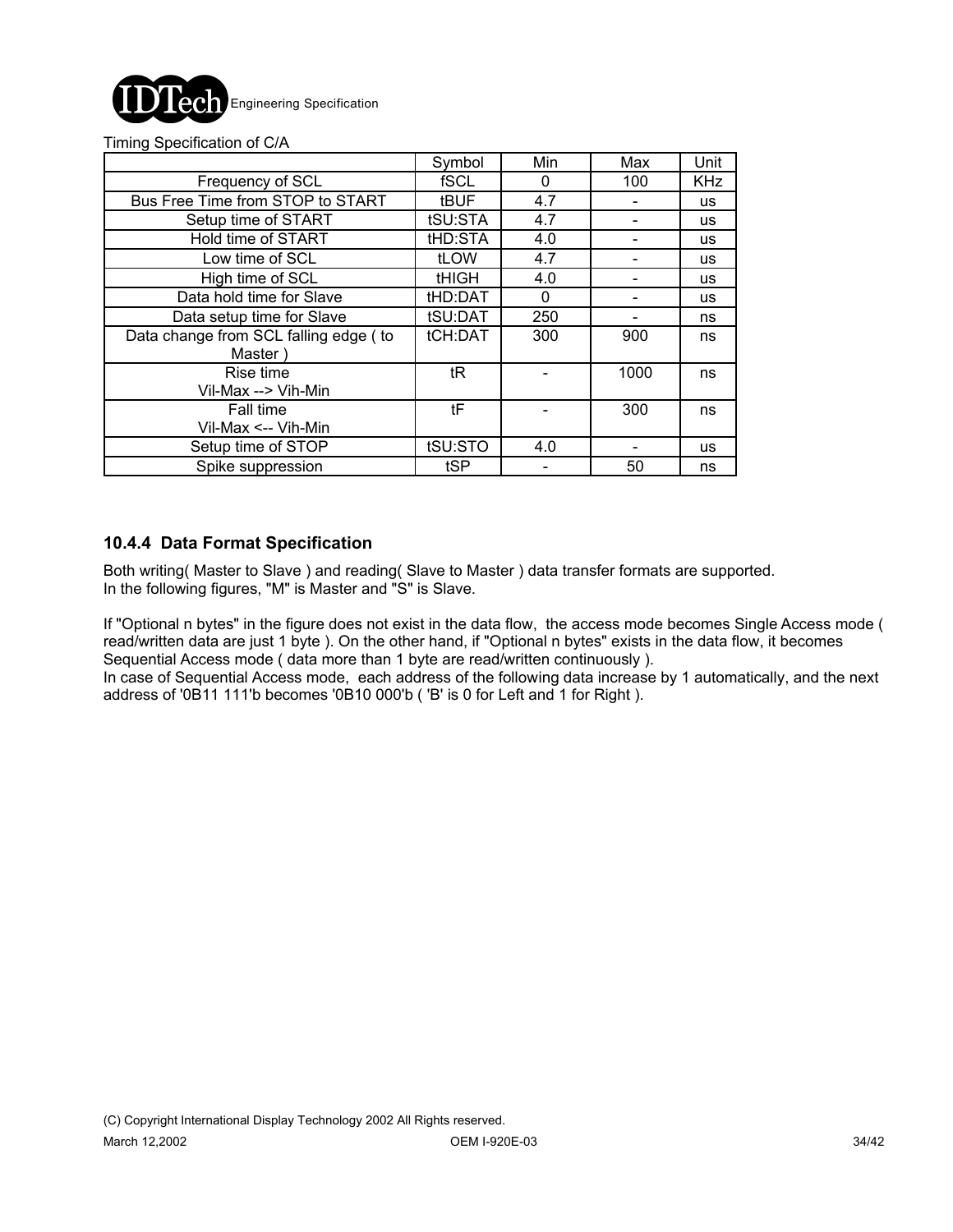Timing Specification of C/A

| | Symbol | Min | Max | Unit |
|---|---|---|---|---|
| Frequency of SCL | fSCL | 0 | 100 | KHz |
| Bus Free Time from STOP to START | tBUF | 4.7 | - | us |
| Setup time of START | tSU:STA | 4.7 | - | us |
| Hold time of START | tHD:STA | 4.0 | - | us |
| Low time of SCL | tLOW | 4.7 | - | us |
| High time of SCL | tHIGH | 4.0 | - | us |
| Data hold time for Slave | tHD:DAT | 0 | - | us |
| Data setup time for Slave | tSU:DAT | 250 | - | ns |
| Data change from SCL falling edge ( to Master ) | tCH:DAT | 300 | 900 | ns |
| Rise time Vil-Max --> Vih-Min | tR | - | 1000 | ns |
| Fall time Vil-Max <-- Vih-Min | tF | - | 300 | ns |
| Setup time of STOP | tSU:STO | 4.0 | - | us |
| Spike suppression | tSP | - | 50 | ns |

### 10.4.4 Data Format Specification

Both writing( Master to Slave ) and reading( Slave to Master ) data transfer formats are supported.
In the following figures, "M" is Master and "S" is Slave.

If "Optional n bytes" in the figure does not exist in the data flow, the access mode becomes Single Access mode ( read/written data are just 1 byte ). On the other hand, if "Optional n bytes" exists in the data flow, it becomes Sequential Access mode ( data more than 1 byte are read/written continuously ).
In case of Sequential Access mode, each address of the following data increase by 1 automatically, and the next address of '0B11 111'b becomes '0B10 000'b ( 'B' is 0 for Left and 1 for Right ).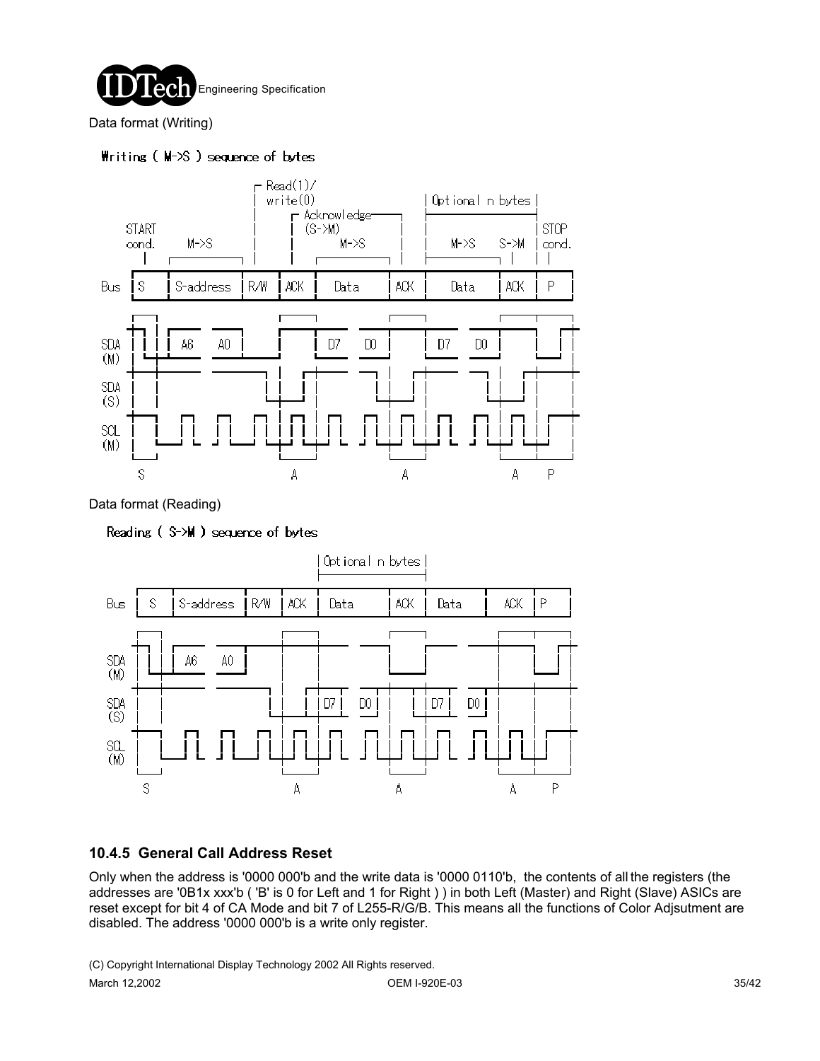Data format (Writing)

Writing ( M->S ) sequence of bytes

Data format (Reading)

Reading ( S->M ) sequence of bytes

### 10.4.5 General Call Address Reset

Only when the address is '0000 000'b and the write data is '0000 0110'b, the contents of all the registers (the addresses are '0B1x xxx'b ( 'B' is 0 for Left and 1 for Right ) ) in both Left (Master) and Right (Slave) ASICs are reset except for bit 4 of CA Mode and bit 7 of L255-R/G/B. This means all the functions of Color Adjsutment are disabled. The address '0000 000'b is a write only register.

(C) Copyright International Display Technology 2002 All Rights reserved.

March 12,2002 OEM I-920E-03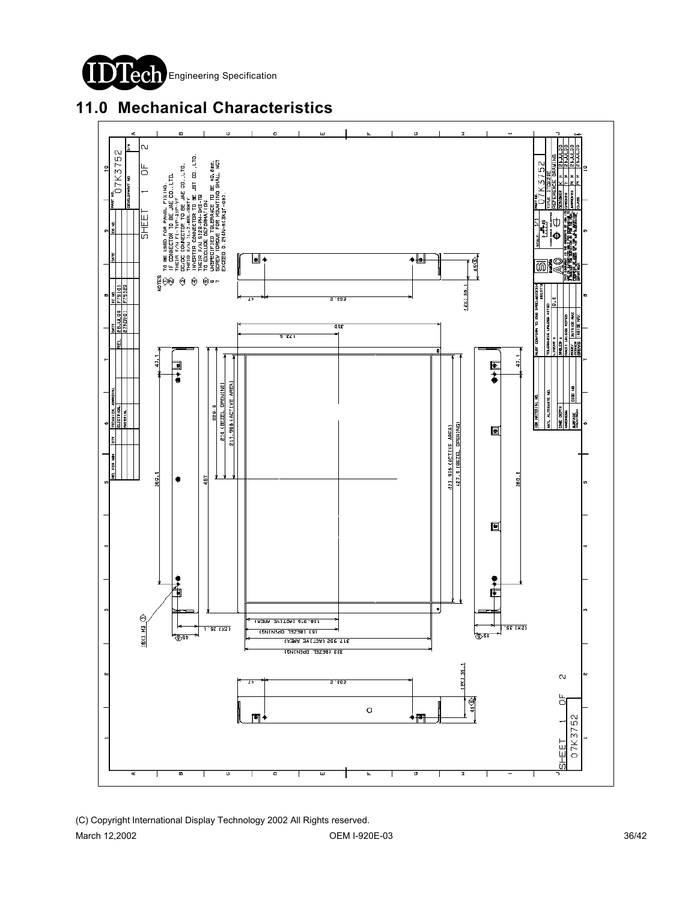## 11.0 Mechanical Characteristics

NOTES
1. TO BE USED FOR PANEL FIXING.
2. IF CONNECTOR TO BE JAE CO.,LTD. THEIR P/N IS TYP-31P-FF
3. DC/DC CONNECTOR TO BE JAE CO.,LTD. THEIR P/N IL-Z-8PL-SMTY
4. INVERTER CONNECTOR TO BE JST CO.,LTD. THEIR P/N S12B-PH-SM3-TB
5. TO EXCLUDE DEFORMATION
6. UNSPECIFIED TOLERANCE TO BE ±0.6mm.
7. SCREW TORQUE FOR MOUNTING SHALL NOT EXCEED 0.294N-m(3kgf-cm)

SHEET 1 OF 2

07K3752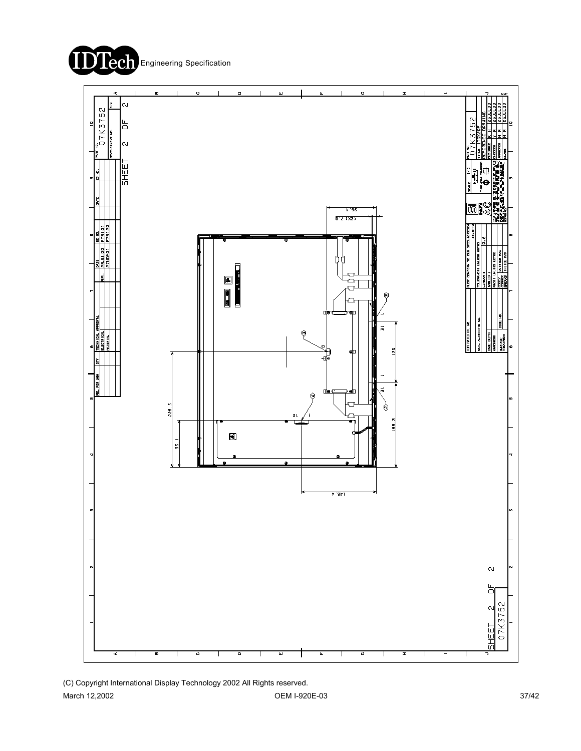SHEET 2 OF 2

07K3752

| PART NO. | 07K3752 |
| --- | --- |
| TITLE | ITQX20E |
| | REFERENCE DRAWING |
| DESIGNED | K H | 28JUL00 |
| CHECKED | Y M | 28JUL00 |
| APPROVED | M M | 28JUL00 |
| CLASS | M M | 28JUL00 |

| REL | DATE | EC NO. |
| --- | --- | --- |
| REL | 28JUL00 | F79101 |
| | 27NOV01 | F79120 |

SCALE: 1/1

MUST CONFORM TO IDD SPEC: A0722324, 48G3172

TOLERANCES UNLESS NOTED

LINEAR ± 0.8

96.4

(2X) 7.8

226.3

93.1

120

31

31

166.3

146.4

12

1

8

SHEET 2 OF 2

07K3752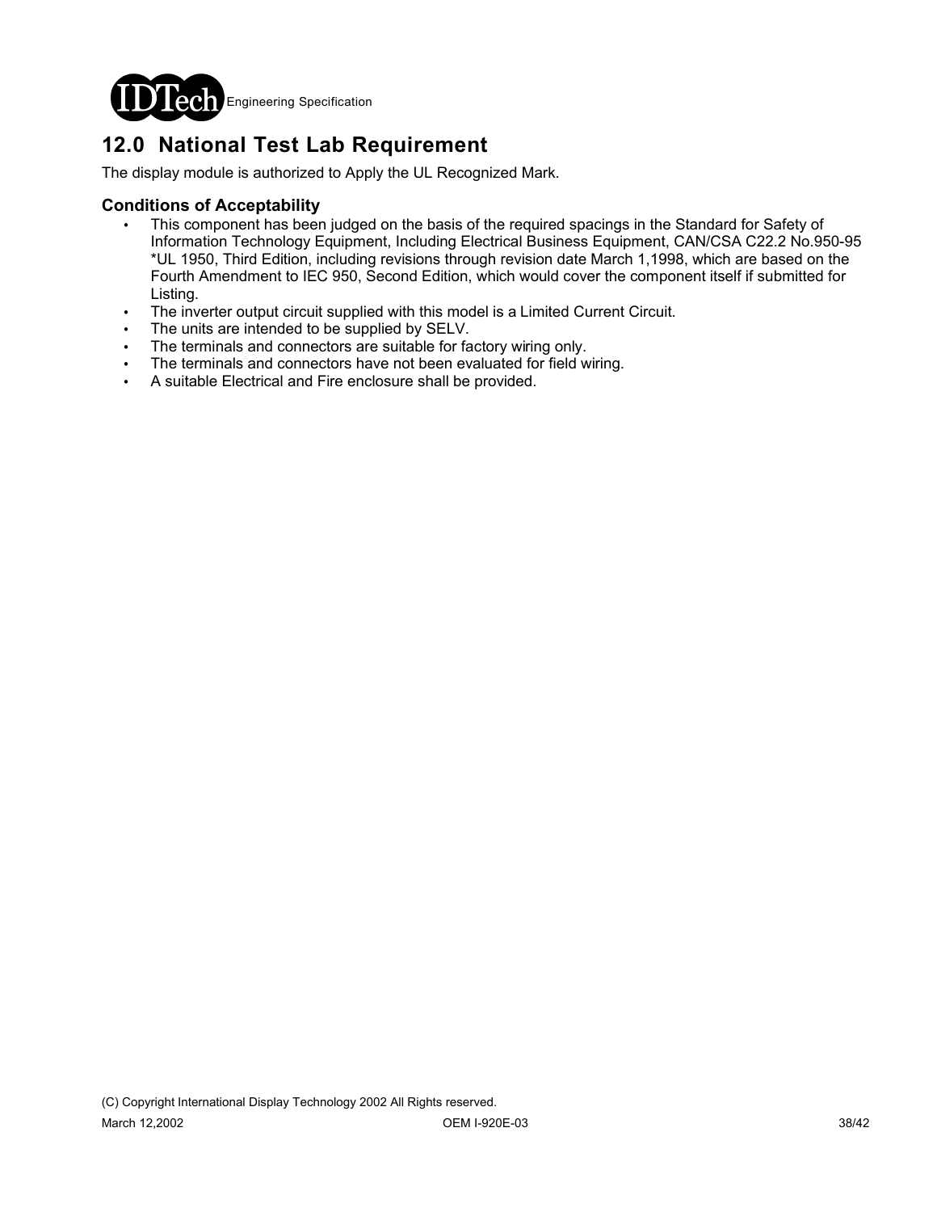## 12.0 National Test Lab Requirement

The display module is authorized to Apply the UL Recognized Mark.

### Conditions of Acceptability

- This component has been judged on the basis of the required spacings in the Standard for Safety of Information Technology Equipment, Including Electrical Business Equipment, CAN/CSA C22.2 No.950-95 *UL 1950, Third Edition, including revisions through revision date March 1,1998, which are based on the Fourth Amendment to IEC 950, Second Edition, which would cover the component itself if submitted for Listing.
- The inverter output circuit supplied with this model is a Limited Current Circuit.
- The units are intended to be supplied by SELV.
- The terminals and connectors are suitable for factory wiring only.
- The terminals and connectors have not been evaluated for field wiring.
- A suitable Electrical and Fire enclosure shall be provided.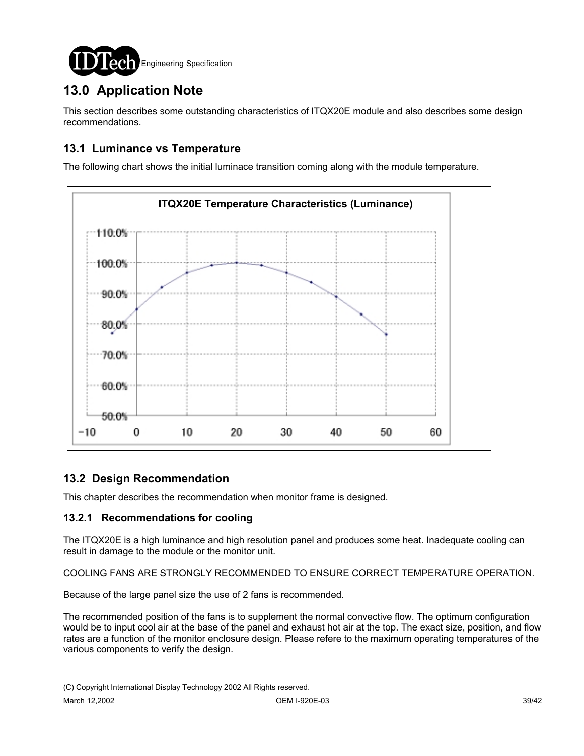# 13.0 Application Note

This section describes some outstanding characteristics of ITQX20E module and also describes some design recommendations.

## 13.1 Luminance vs Temperature

The following chart shows the initial luminace transition coming along with the module temperature.

**ITQX20E Temperature Characteristics (Luminance)**

## 13.2 Design Recommendation

This chapter describes the recommendation when monitor frame is designed.

### 13.2.1 Recommendations for cooling

The ITQX20E is a high luminance and high resolution panel and produces some heat. Inadequate cooling can result in damage to the module or the monitor unit.

COOLING FANS ARE STRONGLY RECOMMENDED TO ENSURE CORRECT TEMPERATURE OPERATION.

Because of the large panel size the use of 2 fans is recommended.

The recommended position of the fans is to supplement the normal convective flow. The optimum configuration would be to input cool air at the base of the panel and exhaust hot air at the top. The exact size, position, and flow rates are a function of the monitor enclosure design. Please refere to the maximum operating temperatures of the various components to verify the design.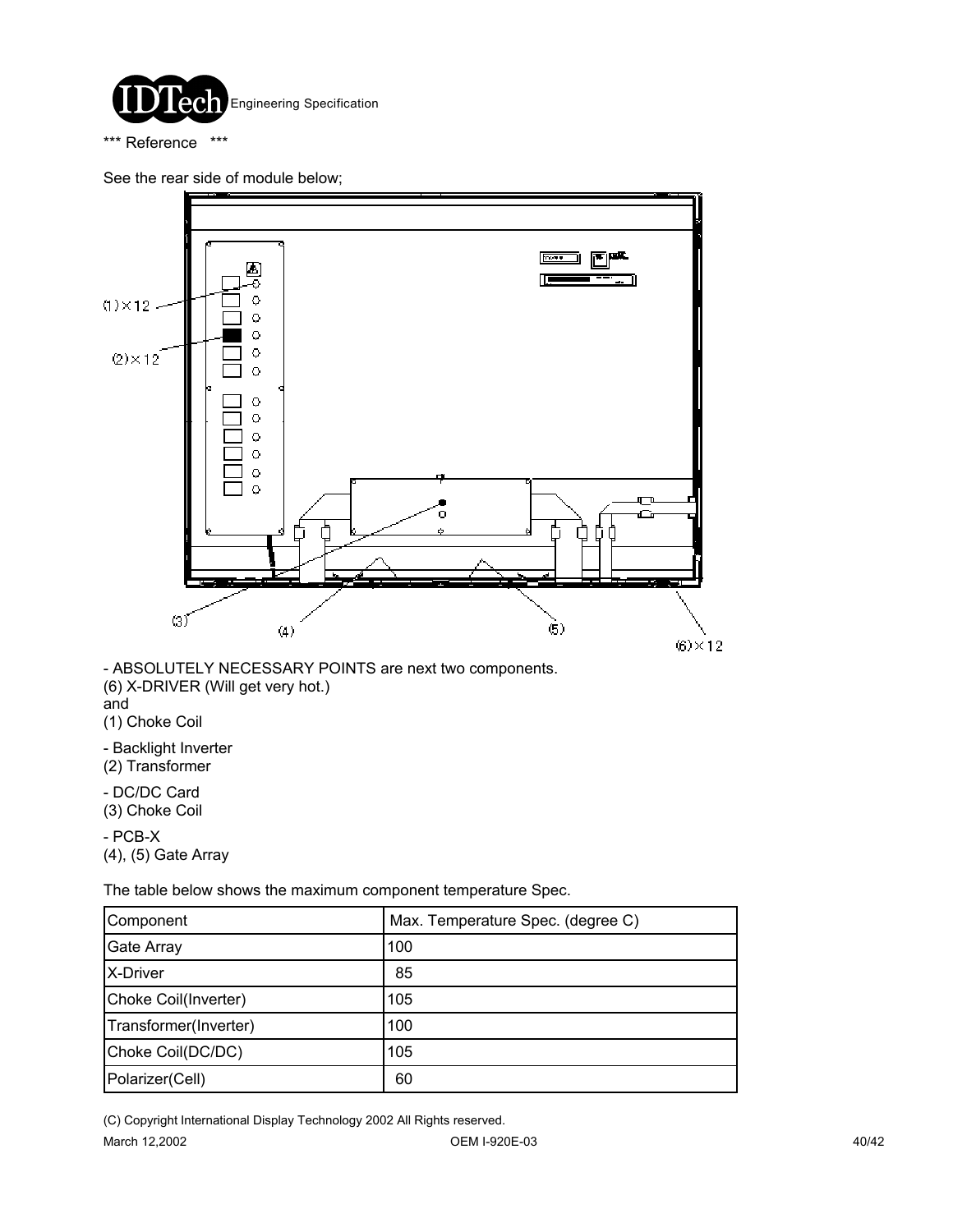*** Reference ***

See the rear side of module below;

(1)×12

(2)×12

(3)

(4)

(5)

(6)×12

- ABSOLUTELY NECESSARY POINTS are next two components.
(6) X-DRIVER (Will get very hot.)
and
(1) Choke Coil

- Backlight Inverter
(2) Transformer

- DC/DC Card
(3) Choke Coil

- PCB-X
(4), (5) Gate Array

The table below shows the maximum component temperature Spec.

| Component | Max. Temperature Spec. (degree C) |
|---|---|
| Gate Array | 100 |
| X-Driver | 85 |
| Choke Coil(Inverter) | 105 |
| Transformer(Inverter) | 100 |
| Choke Coil(DC/DC) | 105 |
| Polarizer(Cell) | 60 |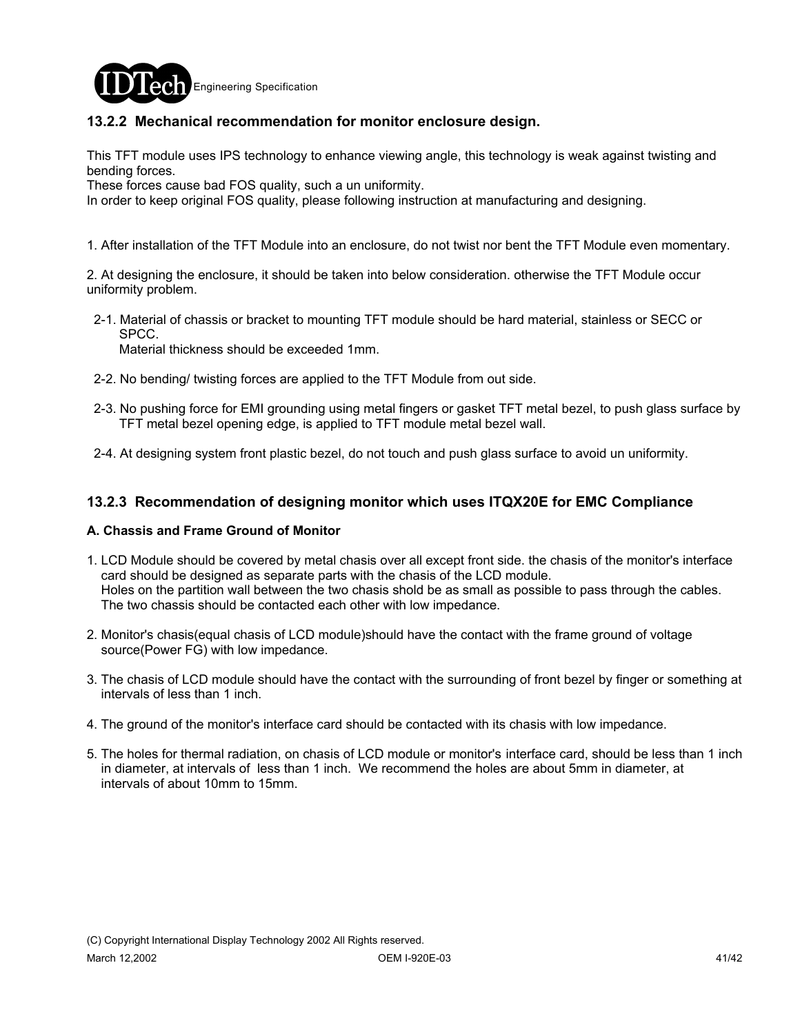### 13.2.2 Mechanical recommendation for monitor enclosure design.

This TFT module uses IPS technology to enhance viewing angle, this technology is weak against twisting and bending forces.
These forces cause bad FOS quality, such a un uniformity.
In order to keep original FOS quality, please following instruction at manufacturing and designing.

1. After installation of the TFT Module into an enclosure, do not twist nor bent the TFT Module even momentary.

2. At designing the enclosure, it should be taken into below consideration. otherwise the TFT Module occur uniformity problem.

   2-1. Material of chassis or bracket to mounting TFT module should be hard material, stainless or SECC or SPCC.
   Material thickness should be exceeded 1mm.

   2-2. No bending/ twisting forces are applied to the TFT Module from out side.

   2-3. No pushing force for EMI grounding using metal fingers or gasket TFT metal bezel, to push glass surface by TFT metal bezel opening edge, is applied to TFT module metal bezel wall.

   2-4. At designing system front plastic bezel, do not touch and push glass surface to avoid un uniformity.

### 13.2.3 Recommendation of designing monitor which uses ITQX20E for EMC Compliance

**A. Chassis and Frame Ground of Monitor**

1. LCD Module should be covered by metal chasis over all except front side. the chasis of the monitor's interface card should be designed as separate parts with the chasis of the LCD module.
   Holes on the partition wall between the two chasis shold be as small as possible to pass through the cables.
   The two chassis should be contacted each other with low impedance.

2. Monitor's chasis(equal chasis of LCD module)should have the contact with the frame ground of voltage source(Power FG) with low impedance.

3. The chasis of LCD module should have the contact with the surrounding of front bezel by finger or something at intervals of less than 1 inch.

4. The ground of the monitor's interface card should be contacted with its chasis with low impedance.

5. The holes for thermal radiation, on chasis of LCD module or monitor's interface card, should be less than 1 inch in diameter, at intervals of less than 1 inch. We recommend the holes are about 5mm in diameter, at intervals of about 10mm to 15mm.

(C) Copyright International Display Technology 2002 All Rights reserved.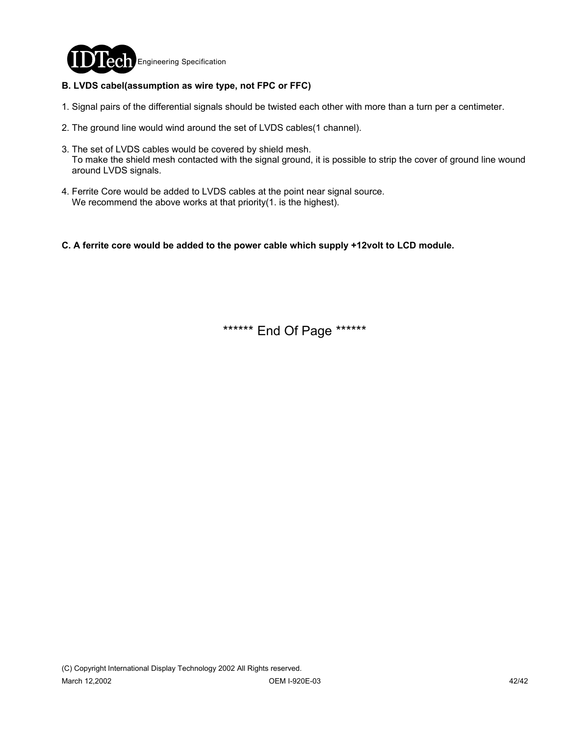**B. LVDS cabel(assumption as wire type, not FPC or FFC)**

1. Signal pairs of the differential signals should be twisted each other with more than a turn per a centimeter.

2. The ground line would wind around the set of LVDS cables(1 channel).

3. The set of LVDS cables would be covered by shield mesh.
   To make the shield mesh contacted with the signal ground, it is possible to strip the cover of ground line wound around LVDS signals.

4. Ferrite Core would be added to LVDS cables at the point near signal source.
   We recommend the above works at that priority(1. is the highest).

**C. A ferrite core would be added to the power cable which supply +12volt to LCD module.**

****** End Of Page ******

(C) Copyright International Display Technology 2002 All Rights reserved.